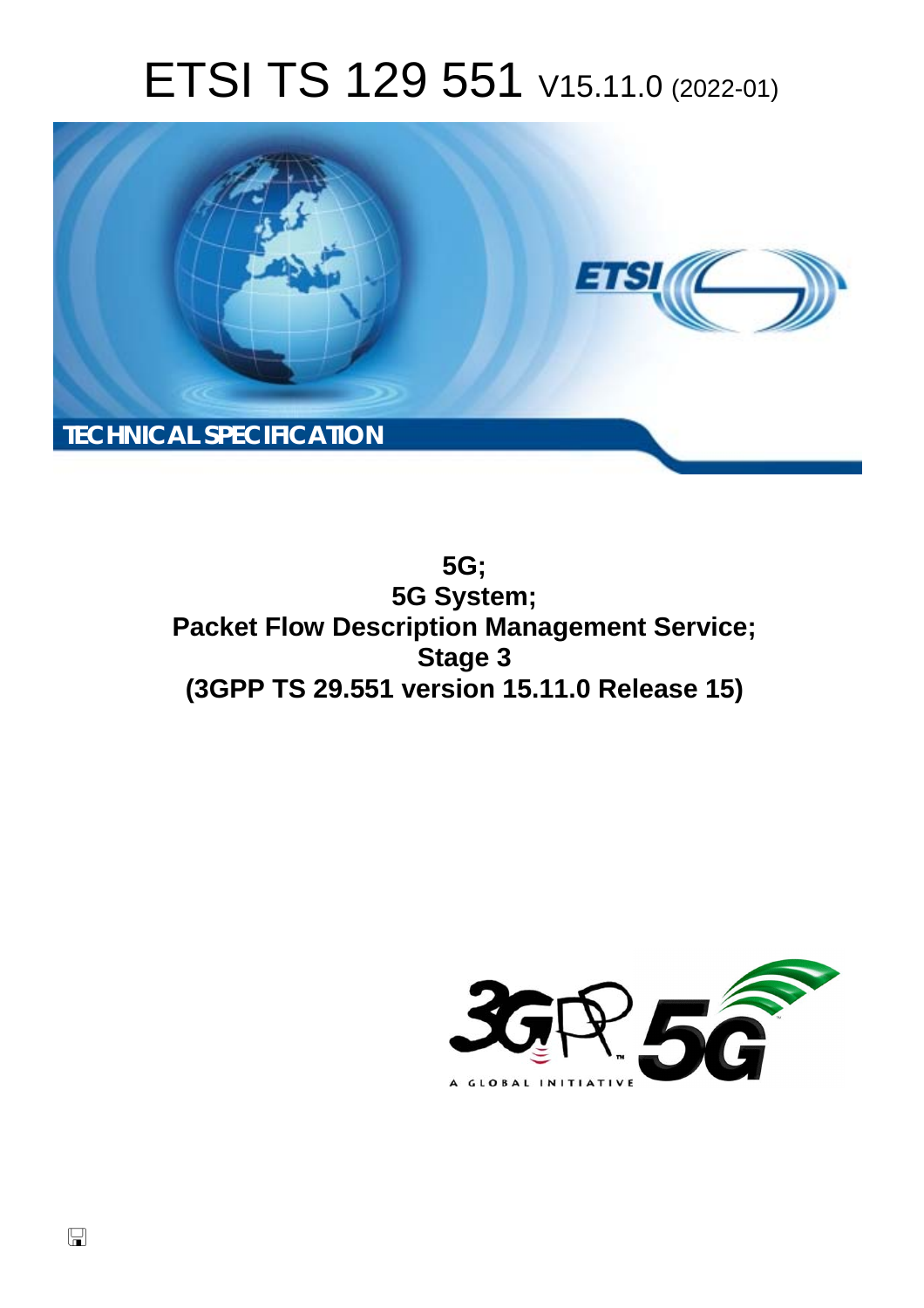# ETSI TS 129 551 V15.11.0 (2022-01)

TECHNICAL SPECIFICATION

**5G;**
**5G System;**
**Packet Flow Description Management Service;**
**Stage 3**
**(3GPP TS 29.551 version 15.11.0 Release 15)**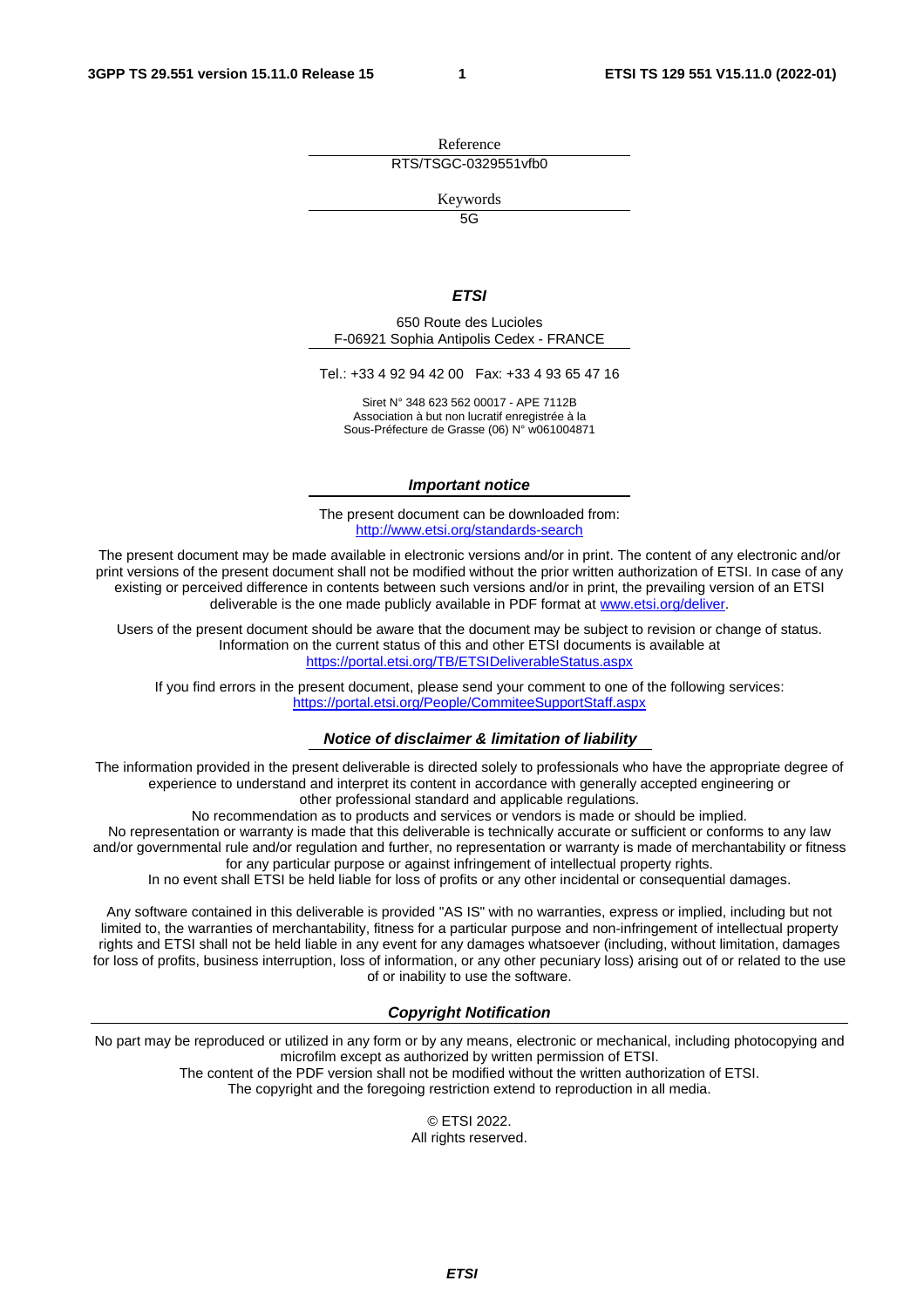Reference

RTS/TSGC-0329551vfb0

Keywords

5G

***ETSI***

650 Route des Lucioles
F-06921 Sophia Antipolis Cedex - FRANCE

Tel.: +33 4 92 94 42 00   Fax: +33 4 93 65 47 16

Siret N° 348 623 562 00017 - APE 7112B
Association à but non lucratif enregistrée à la
Sous-Préfecture de Grasse (06) N° w061004871

***Important notice***

The present document can be downloaded from:
http://www.etsi.org/standards-search

The present document may be made available in electronic versions and/or in print. The content of any electronic and/or print versions of the present document shall not be modified without the prior written authorization of ETSI. In case of any existing or perceived difference in contents between such versions and/or in print, the prevailing version of an ETSI deliverable is the one made publicly available in PDF format at www.etsi.org/deliver.

Users of the present document should be aware that the document may be subject to revision or change of status. Information on the current status of this and other ETSI documents is available at
https://portal.etsi.org/TB/ETSIDeliverableStatus.aspx

If you find errors in the present document, please send your comment to one of the following services:
https://portal.etsi.org/People/CommiteeSupportStaff.aspx

***Notice of disclaimer & limitation of liability***

The information provided in the present deliverable is directed solely to professionals who have the appropriate degree of experience to understand and interpret its content in accordance with generally accepted engineering or other professional standard and applicable regulations.
No recommendation as to products and services or vendors is made or should be implied.
No representation or warranty is made that this deliverable is technically accurate or sufficient or conforms to any law and/or governmental rule and/or regulation and further, no representation or warranty is made of merchantability or fitness for any particular purpose or against infringement of intellectual property rights.
In no event shall ETSI be held liable for loss of profits or any other incidental or consequential damages.

Any software contained in this deliverable is provided "AS IS" with no warranties, express or implied, including but not limited to, the warranties of merchantability, fitness for a particular purpose and non-infringement of intellectual property rights and ETSI shall not be held liable in any event for any damages whatsoever (including, without limitation, damages for loss of profits, business interruption, loss of information, or any other pecuniary loss) arising out of or related to the use of or inability to use the software.

***Copyright Notification***

No part may be reproduced or utilized in any form or by any means, electronic or mechanical, including photocopying and microfilm except as authorized by written permission of ETSI.
The content of the PDF version shall not be modified without the written authorization of ETSI.
The copyright and the foregoing restriction extend to reproduction in all media.

© ETSI 2022.
All rights reserved.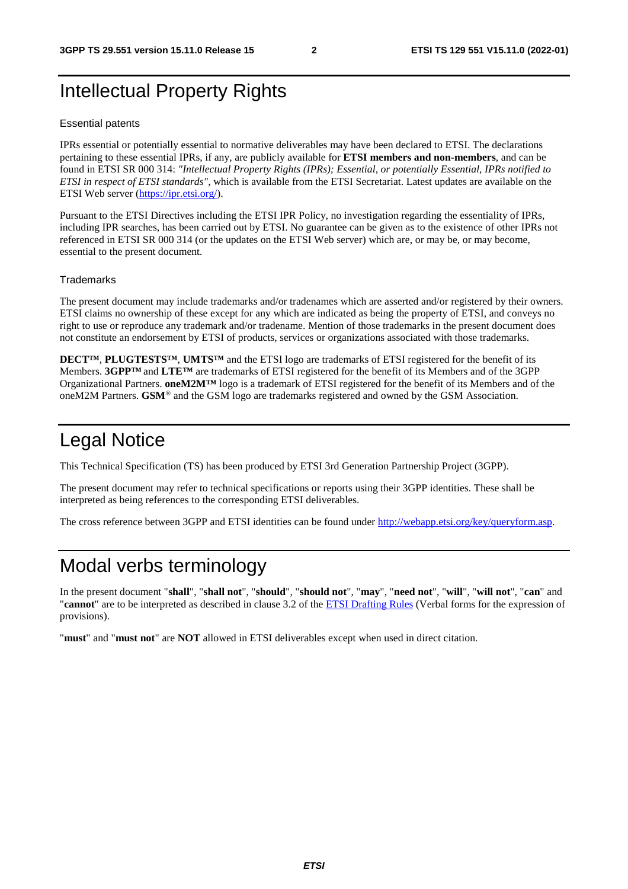# Intellectual Property Rights

## Essential patents

IPRs essential or potentially essential to normative deliverables may have been declared to ETSI. The declarations pertaining to these essential IPRs, if any, are publicly available for **ETSI members and non-members**, and can be found in ETSI SR 000 314: *"Intellectual Property Rights (IPRs); Essential, or potentially Essential, IPRs notified to ETSI in respect of ETSI standards"*, which is available from the ETSI Secretariat. Latest updates are available on the ETSI Web server (https://ipr.etsi.org/).

Pursuant to the ETSI Directives including the ETSI IPR Policy, no investigation regarding the essentiality of IPRs, including IPR searches, has been carried out by ETSI. No guarantee can be given as to the existence of other IPRs not referenced in ETSI SR 000 314 (or the updates on the ETSI Web server) which are, or may be, or may become, essential to the present document.

## Trademarks

The present document may include trademarks and/or tradenames which are asserted and/or registered by their owners. ETSI claims no ownership of these except for any which are indicated as being the property of ETSI, and conveys no right to use or reproduce any trademark and/or tradename. Mention of those trademarks in the present document does not constitute an endorsement by ETSI of products, services or organizations associated with those trademarks.

**DECT™**, **PLUGTESTS™**, **UMTS™** and the ETSI logo are trademarks of ETSI registered for the benefit of its Members. **3GPP™** and **LTE™** are trademarks of ETSI registered for the benefit of its Members and of the 3GPP Organizational Partners. **oneM2M™** logo is a trademark of ETSI registered for the benefit of its Members and of the oneM2M Partners. **GSM**® and the GSM logo are trademarks registered and owned by the GSM Association.

# Legal Notice

This Technical Specification (TS) has been produced by ETSI 3rd Generation Partnership Project (3GPP).

The present document may refer to technical specifications or reports using their 3GPP identities. These shall be interpreted as being references to the corresponding ETSI deliverables.

The cross reference between 3GPP and ETSI identities can be found under http://webapp.etsi.org/key/queryform.asp.

# Modal verbs terminology

In the present document "**shall**", "**shall not**", "**should**", "**should not**", "**may**", "**need not**", "**will**", "**will not**", "**can**" and "**cannot**" are to be interpreted as described in clause 3.2 of the ETSI Drafting Rules (Verbal forms for the expression of provisions).

"**must**" and "**must not**" are **NOT** allowed in ETSI deliverables except when used in direct citation.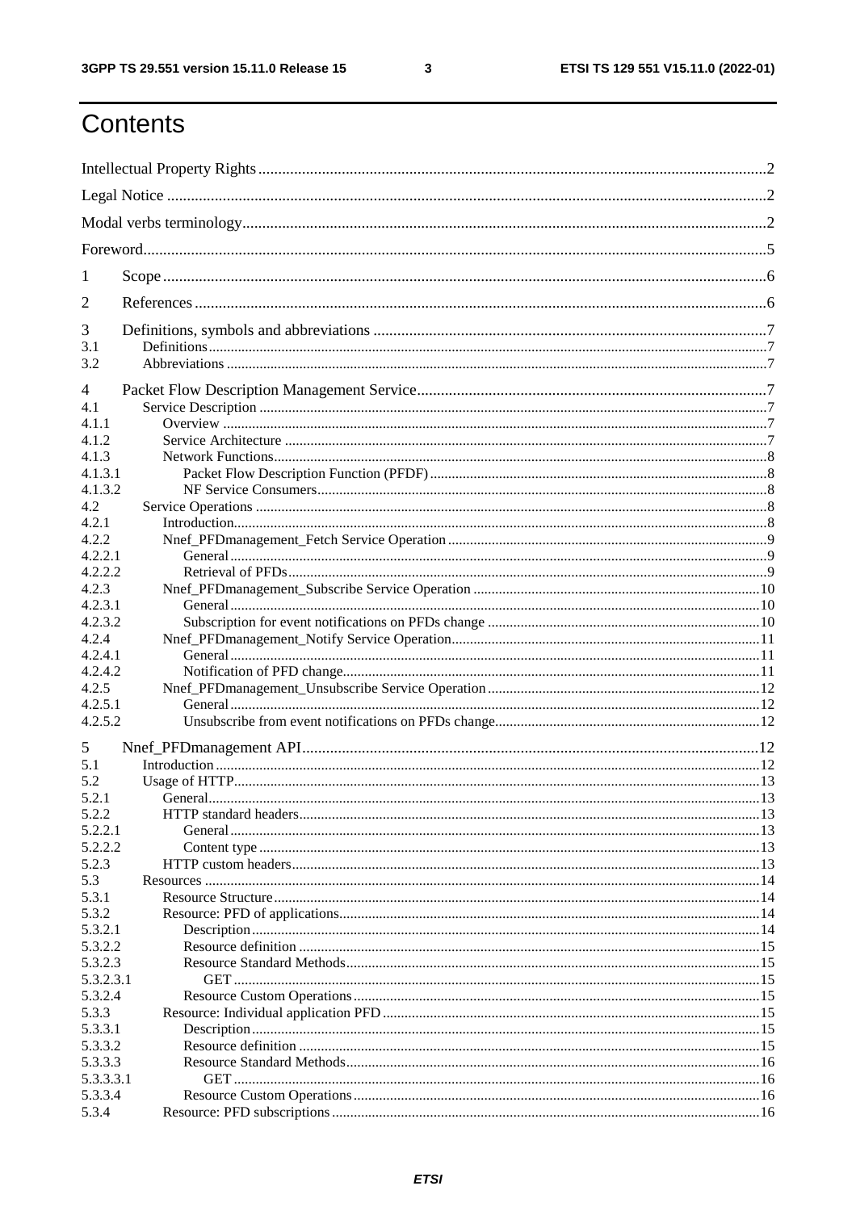# Contents

Intellectual Property Rights ........................................................................................................................2

Legal Notice ...............................................................................................................................................2

Modal verbs terminology............................................................................................................................2

Foreword......................................................................................................................................................5

1 Scope ......................................................................................................................................................6

2 References ..............................................................................................................................................6

3 Definitions, symbols and abbreviations ..................................................................................................7
3.1 Definitions..........................................................................................................................................7
3.2 Abbreviations .....................................................................................................................................7

4 Packet Flow Description Management Service.......................................................................................7
4.1 Service Description ............................................................................................................................7
4.1.1 Overview ......................................................................................................................................7
4.1.2 Service Architecture .....................................................................................................................7
4.1.3 Network Functions........................................................................................................................8
4.1.3.1 Packet Flow Description Function (PFDF) ..............................................................................8
4.1.3.2 NF Service Consumers............................................................................................................8
4.2 Service Operations .............................................................................................................................8
4.2.1 Introduction...................................................................................................................................8
4.2.2 Nnef_PFDmanagement_Fetch Service Operation ........................................................................9
4.2.2.1 General ....................................................................................................................................9
4.2.2.2 Retrieval of PFDs.....................................................................................................................9
4.2.3 Nnef_PFDmanagement_Subscribe Service Operation .................................................................10
4.2.3.1 General ....................................................................................................................................10
4.2.3.2 Subscription for event notifications on PFDs change .............................................................10
4.2.4 Nnef_PFDmanagement_Notify Service Operation.......................................................................11
4.2.4.1 General ....................................................................................................................................11
4.2.4.2 Notification of PFD change....................................................................................................11
4.2.5 Nnef_PFDmanagement_Unsubscribe Service Operation .............................................................12
4.2.5.1 General ....................................................................................................................................12
4.2.5.2 Unsubscribe from event notifications on PFDs change...........................................................12

5 Nnef_PFDmanagement API..................................................................................................................12
5.1 Introduction .......................................................................................................................................12
5.2 Usage of HTTP..................................................................................................................................13
5.2.1 General.........................................................................................................................................13
5.2.2 HTTP standard headers................................................................................................................13
5.2.2.1 General ....................................................................................................................................13
5.2.2.2 Content type ............................................................................................................................13
5.2.3 HTTP custom headers..................................................................................................................13
5.3 Resources ..........................................................................................................................................14
5.3.1 Resource Structure.......................................................................................................................14
5.3.2 Resource: PFD of applications.....................................................................................................14
5.3.2.1 Description..............................................................................................................................14
5.3.2.2 Resource definition .................................................................................................................15
5.3.2.3 Resource Standard Methods....................................................................................................15
5.3.2.3.1 GET ....................................................................................................................................15
5.3.2.4 Resource Custom Operations...................................................................................................15
5.3.3 Resource: Individual application PFD .........................................................................................15
5.3.3.1 Description..............................................................................................................................15
5.3.3.2 Resource definition .................................................................................................................15
5.3.3.3 Resource Standard Methods....................................................................................................16
5.3.3.3.1 GET ....................................................................................................................................16
5.3.3.4 Resource Custom Operations...................................................................................................16
5.3.4 Resource: PFD subscriptions.......................................................................................................16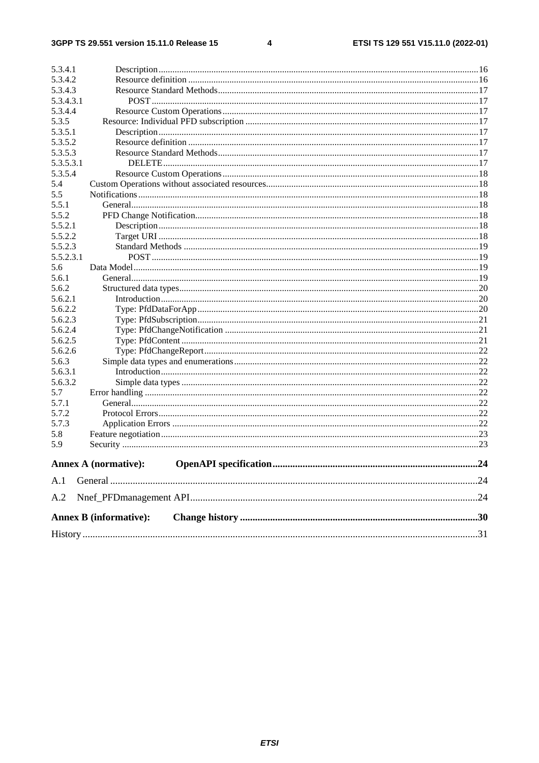5.3.4.1 Description 16
5.3.4.2 Resource definition 16
5.3.4.3 Resource Standard Methods 17
5.3.4.3.1 POST 17
5.3.4.4 Resource Custom Operations 17
5.3.5 Resource: Individual PFD subscription 17
5.3.5.1 Description 17
5.3.5.2 Resource definition 17
5.3.5.3 Resource Standard Methods 17
5.3.5.3.1 DELETE 17
5.3.5.4 Resource Custom Operations 18
5.4 Custom Operations without associated resources 18
5.5 Notifications 18
5.5.1 General 18
5.5.2 PFD Change Notification 18
5.5.2.1 Description 18
5.5.2.2 Target URI 18
5.5.2.3 Standard Methods 19
5.5.2.3.1 POST 19
5.6 Data Model 19
5.6.1 General 19
5.6.2 Structured data types 20
5.6.2.1 Introduction 20
5.6.2.2 Type: PfdDataForApp 20
5.6.2.3 Type: PfdSubscription 21
5.6.2.4 Type: PfdChangeNotification 21
5.6.2.5 Type: PfdContent 21
5.6.2.6 Type: PfdChangeReport 22
5.6.3 Simple data types and enumerations 22
5.6.3.1 Introduction 22
5.6.3.2 Simple data types 22
5.7 Error handling 22
5.7.1 General 22
5.7.2 Protocol Errors 22
5.7.3 Application Errors 22
5.8 Feature negotiation 23
5.9 Security 23

**Annex A (normative): OpenAPI specification 24**

A.1 General 24

A.2 Nnef_PFDmanagement API 24

**Annex B (informative): Change history 30**

History 31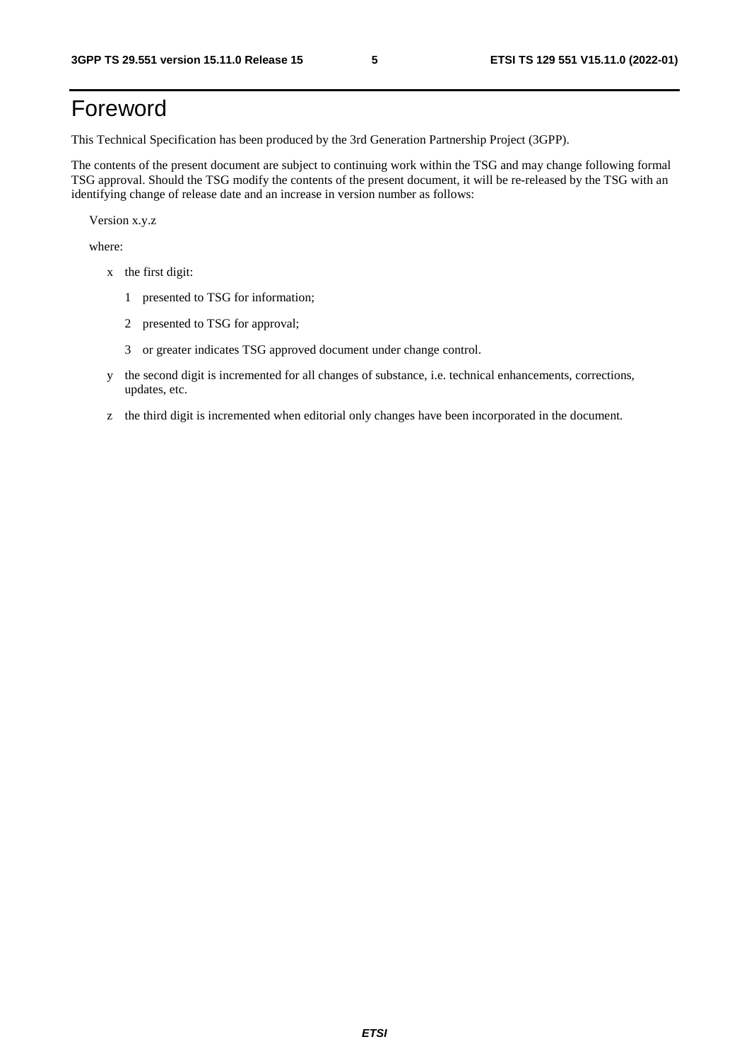# Foreword

This Technical Specification has been produced by the 3rd Generation Partnership Project (3GPP).

The contents of the present document are subject to continuing work within the TSG and may change following formal TSG approval. Should the TSG modify the contents of the present document, it will be re-released by the TSG with an identifying change of release date and an increase in version number as follows:

Version x.y.z

where:

- x the first digit:
  - 1 presented to TSG for information;
  - 2 presented to TSG for approval;
  - 3 or greater indicates TSG approved document under change control.
- y the second digit is incremented for all changes of substance, i.e. technical enhancements, corrections, updates, etc.
- z the third digit is incremented when editorial only changes have been incorporated in the document.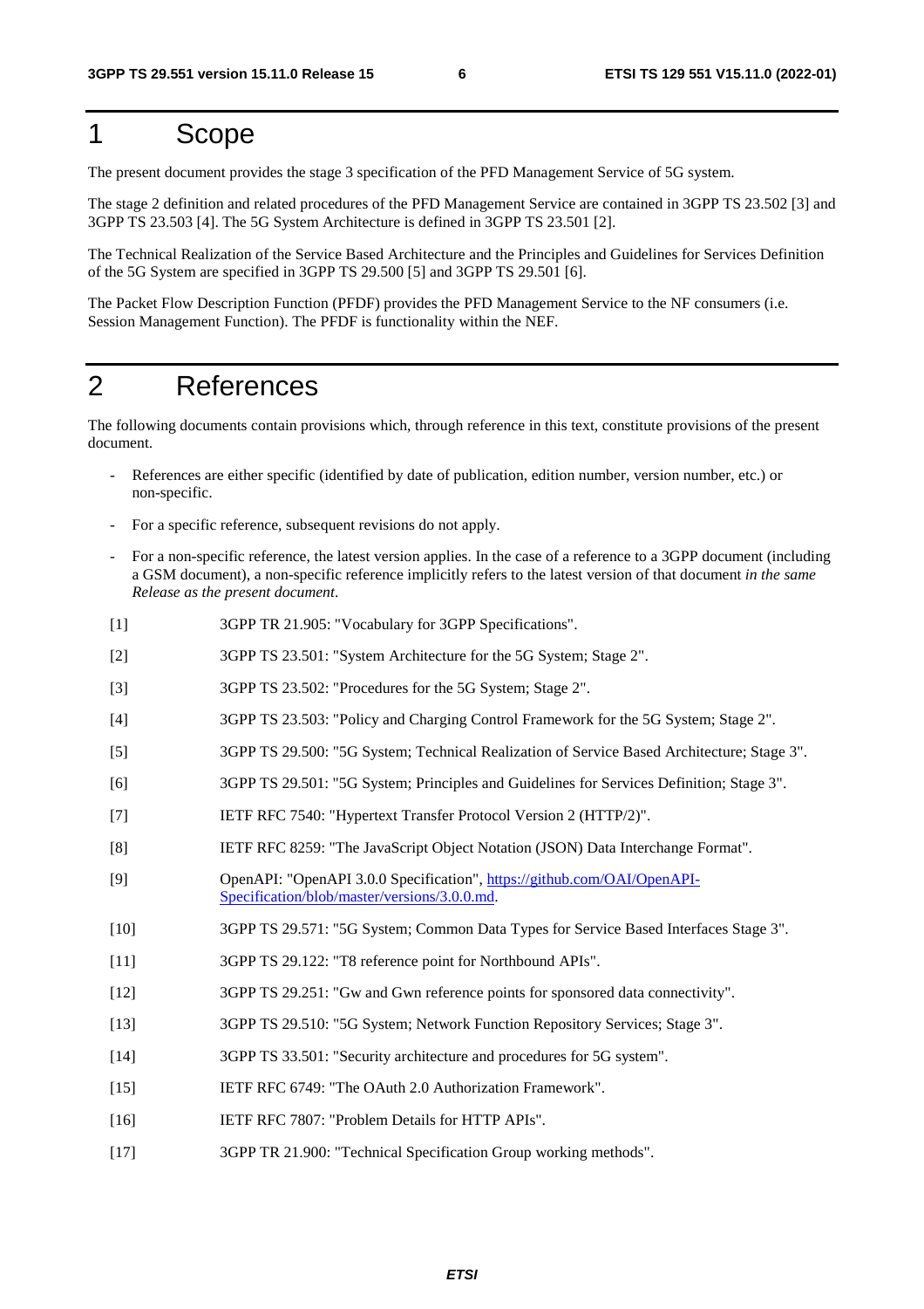# 1 Scope

The present document provides the stage 3 specification of the PFD Management Service of 5G system.

The stage 2 definition and related procedures of the PFD Management Service are contained in 3GPP TS 23.502 [3] and 3GPP TS 23.503 [4]. The 5G System Architecture is defined in 3GPP TS 23.501 [2].

The Technical Realization of the Service Based Architecture and the Principles and Guidelines for Services Definition of the 5G System are specified in 3GPP TS 29.500 [5] and 3GPP TS 29.501 [6].

The Packet Flow Description Function (PFDF) provides the PFD Management Service to the NF consumers (i.e. Session Management Function). The PFDF is functionality within the NEF.

# 2 References

The following documents contain provisions which, through reference in this text, constitute provisions of the present document.

- References are either specific (identified by date of publication, edition number, version number, etc.) or non-specific.
- For a specific reference, subsequent revisions do not apply.
- For a non-specific reference, the latest version applies. In the case of a reference to a 3GPP document (including a GSM document), a non-specific reference implicitly refers to the latest version of that document *in the same Release as the present document*.

[1] 3GPP TR 21.905: "Vocabulary for 3GPP Specifications".

[2] 3GPP TS 23.501: "System Architecture for the 5G System; Stage 2".

[3] 3GPP TS 23.502: "Procedures for the 5G System; Stage 2".

[4] 3GPP TS 23.503: "Policy and Charging Control Framework for the 5G System; Stage 2".

[5] 3GPP TS 29.500: "5G System; Technical Realization of Service Based Architecture; Stage 3".

[6] 3GPP TS 29.501: "5G System; Principles and Guidelines for Services Definition; Stage 3".

[7] IETF RFC 7540: "Hypertext Transfer Protocol Version 2 (HTTP/2)".

[8] IETF RFC 8259: "The JavaScript Object Notation (JSON) Data Interchange Format".

[9] OpenAPI: "OpenAPI 3.0.0 Specification", https://github.com/OAI/OpenAPI-Specification/blob/master/versions/3.0.0.md.

[10] 3GPP TS 29.571: "5G System; Common Data Types for Service Based Interfaces Stage 3".

[11] 3GPP TS 29.122: "T8 reference point for Northbound APIs".

[12] 3GPP TS 29.251: "Gw and Gwn reference points for sponsored data connectivity".

[13] 3GPP TS 29.510: "5G System; Network Function Repository Services; Stage 3".

[14] 3GPP TS 33.501: "Security architecture and procedures for 5G system".

[15] IETF RFC 6749: "The OAuth 2.0 Authorization Framework".

[16] IETF RFC 7807: "Problem Details for HTTP APIs".

[17] 3GPP TR 21.900: "Technical Specification Group working methods".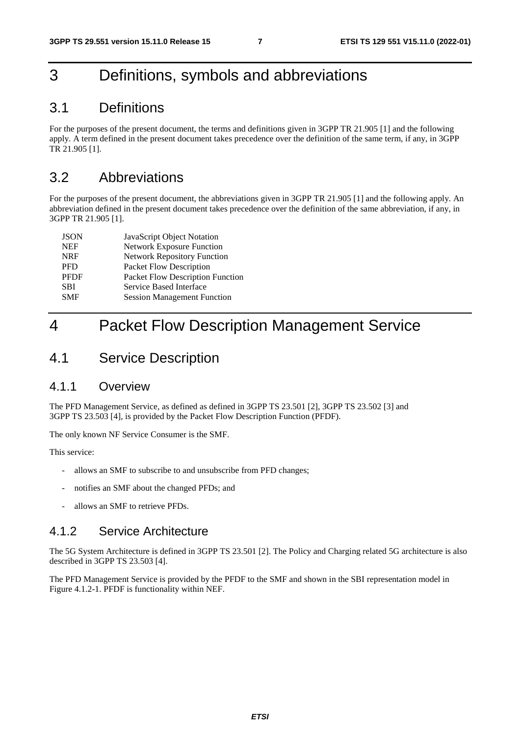# 3 Definitions, symbols and abbreviations

## 3.1 Definitions

For the purposes of the present document, the terms and definitions given in 3GPP TR 21.905 [1] and the following apply. A term defined in the present document takes precedence over the definition of the same term, if any, in 3GPP TR 21.905 [1].

## 3.2 Abbreviations

For the purposes of the present document, the abbreviations given in 3GPP TR 21.905 [1] and the following apply. An abbreviation defined in the present document takes precedence over the definition of the same abbreviation, if any, in 3GPP TR 21.905 [1].

| | |
|---|---|
| JSON | JavaScript Object Notation |
| NEF | Network Exposure Function |
| NRF | Network Repository Function |
| PFD | Packet Flow Description |
| PFDF | Packet Flow Description Function |
| SBI | Service Based Interface |
| SMF | Session Management Function |

# 4 Packet Flow Description Management Service

## 4.1 Service Description

### 4.1.1 Overview

The PFD Management Service, as defined as defined in 3GPP TS 23.501 [2], 3GPP TS 23.502 [3] and 3GPP TS 23.503 [4], is provided by the Packet Flow Description Function (PFDF).

The only known NF Service Consumer is the SMF.

This service:

- allows an SMF to subscribe to and unsubscribe from PFD changes;
- notifies an SMF about the changed PFDs; and
- allows an SMF to retrieve PFDs.

### 4.1.2 Service Architecture

The 5G System Architecture is defined in 3GPP TS 23.501 [2]. The Policy and Charging related 5G architecture is also described in 3GPP TS 23.503 [4].

The PFD Management Service is provided by the PFDF to the SMF and shown in the SBI representation model in Figure 4.1.2-1. PFDF is functionality within NEF.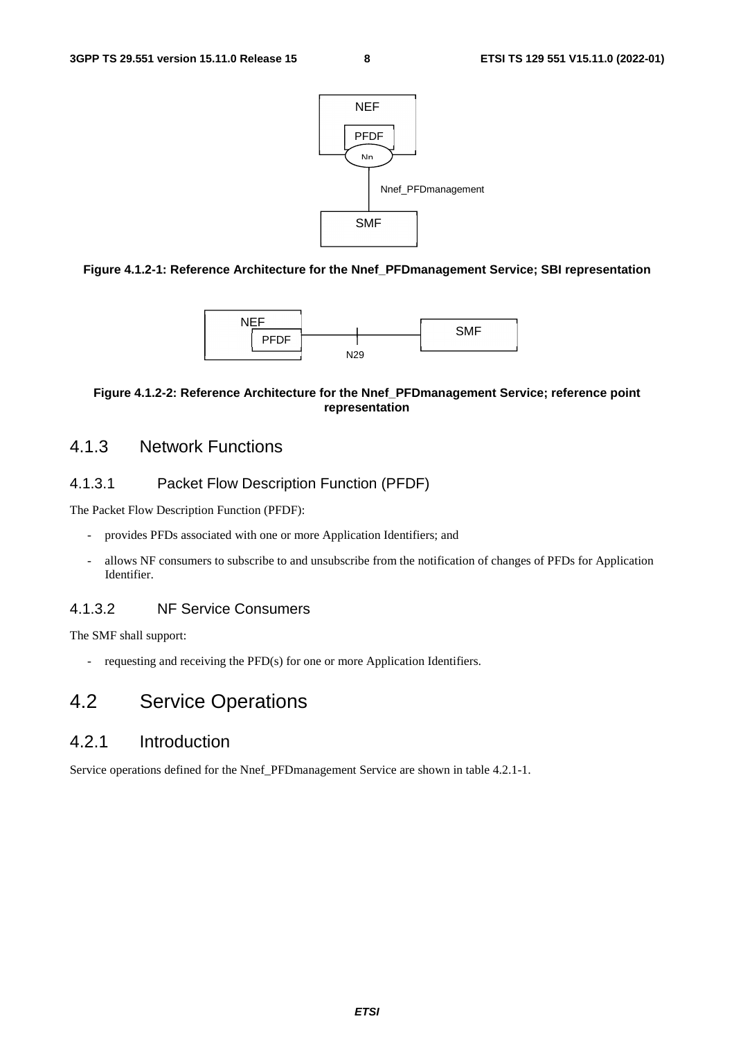Figure 4.1.2-1: Reference Architecture for the Nnef_PFDmanagement Service; SBI representation

Figure 4.1.2-2: Reference Architecture for the Nnef_PFDmanagement Service; reference point representation

### 4.1.3 Network Functions

#### 4.1.3.1 Packet Flow Description Function (PFDF)

The Packet Flow Description Function (PFDF):

- provides PFDs associated with one or more Application Identifiers; and
- allows NF consumers to subscribe to and unsubscribe from the notification of changes of PFDs for Application Identifier.

#### 4.1.3.2 NF Service Consumers

The SMF shall support:

- requesting and receiving the PFD(s) for one or more Application Identifiers.

## 4.2 Service Operations

### 4.2.1 Introduction

Service operations defined for the Nnef_PFDmanagement Service are shown in table 4.2.1-1.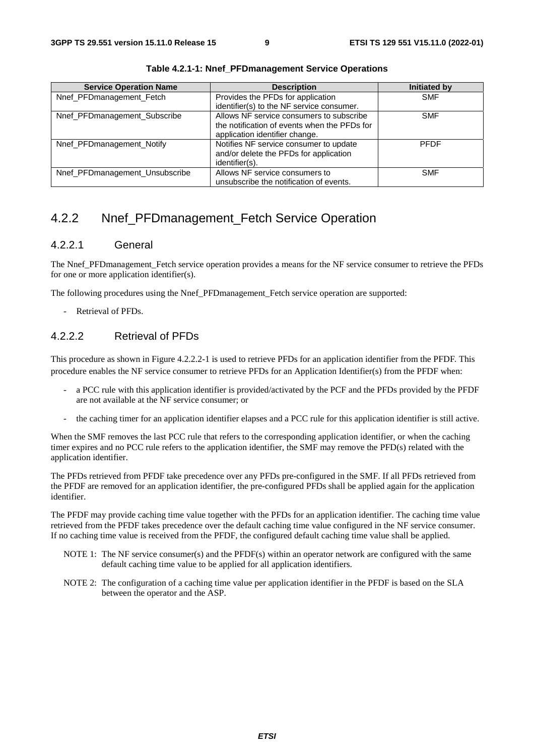**Table 4.2.1-1: Nnef_PFDmanagement Service Operations**

| Service Operation Name | Description | Initiated by |
|---|---|---|
| Nnef_PFDmanagement_Fetch | Provides the PFDs for application identifier(s) to the NF service consumer. | SMF |
| Nnef_PFDmanagement_Subscribe | Allows NF service consumers to subscribe the notification of events when the PFDs for application identifier change. | SMF |
| Nnef_PFDmanagement_Notify | Notifies NF service consumer to update and/or delete the PFDs for application identifier(s). | PFDF |
| Nnef_PFDmanagement_Unsubscribe | Allows NF service consumers to unsubscribe the notification of events. | SMF |

## 4.2.2 Nnef_PFDmanagement_Fetch Service Operation

### 4.2.2.1 General

The Nnef_PFDmanagement_Fetch service operation provides a means for the NF service consumer to retrieve the PFDs for one or more application identifier(s).

The following procedures using the Nnef_PFDmanagement_Fetch service operation are supported:

- Retrieval of PFDs.

### 4.2.2.2 Retrieval of PFDs

This procedure as shown in Figure 4.2.2.2-1 is used to retrieve PFDs for an application identifier from the PFDF. This procedure enables the NF service consumer to retrieve PFDs for an Application Identifier(s) from the PFDF when:

- a PCC rule with this application identifier is provided/activated by the PCF and the PFDs provided by the PFDF are not available at the NF service consumer; or
- the caching timer for an application identifier elapses and a PCC rule for this application identifier is still active.

When the SMF removes the last PCC rule that refers to the corresponding application identifier, or when the caching timer expires and no PCC rule refers to the application identifier, the SMF may remove the PFD(s) related with the application identifier.

The PFDs retrieved from PFDF take precedence over any PFDs pre-configured in the SMF. If all PFDs retrieved from the PFDF are removed for an application identifier, the pre-configured PFDs shall be applied again for the application identifier.

The PFDF may provide caching time value together with the PFDs for an application identifier. The caching time value retrieved from the PFDF takes precedence over the default caching time value configured in the NF service consumer. If no caching time value is received from the PFDF, the configured default caching time value shall be applied.

NOTE 1: The NF service consumer(s) and the PFDF(s) within an operator network are configured with the same default caching time value to be applied for all application identifiers.

NOTE 2: The configuration of a caching time value per application identifier in the PFDF is based on the SLA between the operator and the ASP.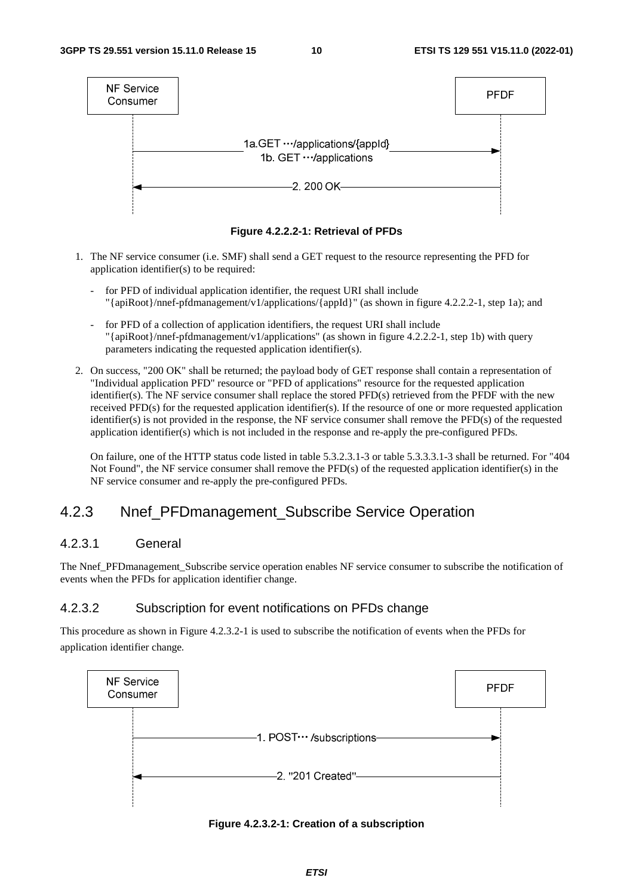Figure 4.2.2.2-1: Retrieval of PFDs

1. The NF service consumer (i.e. SMF) shall send a GET request to the resource representing the PFD for application identifier(s) to be required:

   - for PFD of individual application identifier, the request URI shall include "{apiRoot}/nnef-pfdmanagement/v1/applications/{appId}" (as shown in figure 4.2.2.2-1, step 1a); and

   - for PFD of a collection of application identifiers, the request URI shall include "{apiRoot}/nnef-pfdmanagement/v1/applications" (as shown in figure 4.2.2.2-1, step 1b) with query parameters indicating the requested application identifier(s).

2. On success, "200 OK" shall be returned; the payload body of GET response shall contain a representation of "Individual application PFD" resource or "PFD of applications" resource for the requested application identifier(s). The NF service consumer shall replace the stored PFD(s) retrieved from the PFDF with the new received PFD(s) for the requested application identifier(s). If the resource of one or more requested application identifier(s) is not provided in the response, the NF service consumer shall remove the PFD(s) of the requested application identifier(s) which is not included in the response and re-apply the pre-configured PFDs.

   On failure, one of the HTTP status code listed in table 5.3.2.3.1-3 or table 5.3.3.3.1-3 shall be returned. For "404 Not Found", the NF service consumer shall remove the PFD(s) of the requested application identifier(s) in the NF service consumer and re-apply the pre-configured PFDs.

## 4.2.3 Nnef_PFDmanagement_Subscribe Service Operation

### 4.2.3.1 General

The Nnef_PFDmanagement_Subscribe service operation enables NF service consumer to subscribe the notification of events when the PFDs for application identifier change.

### 4.2.3.2 Subscription for event notifications on PFDs change

This procedure as shown in Figure 4.2.3.2-1 is used to subscribe the notification of events when the PFDs for application identifier change.

Figure 4.2.3.2-1: Creation of a subscription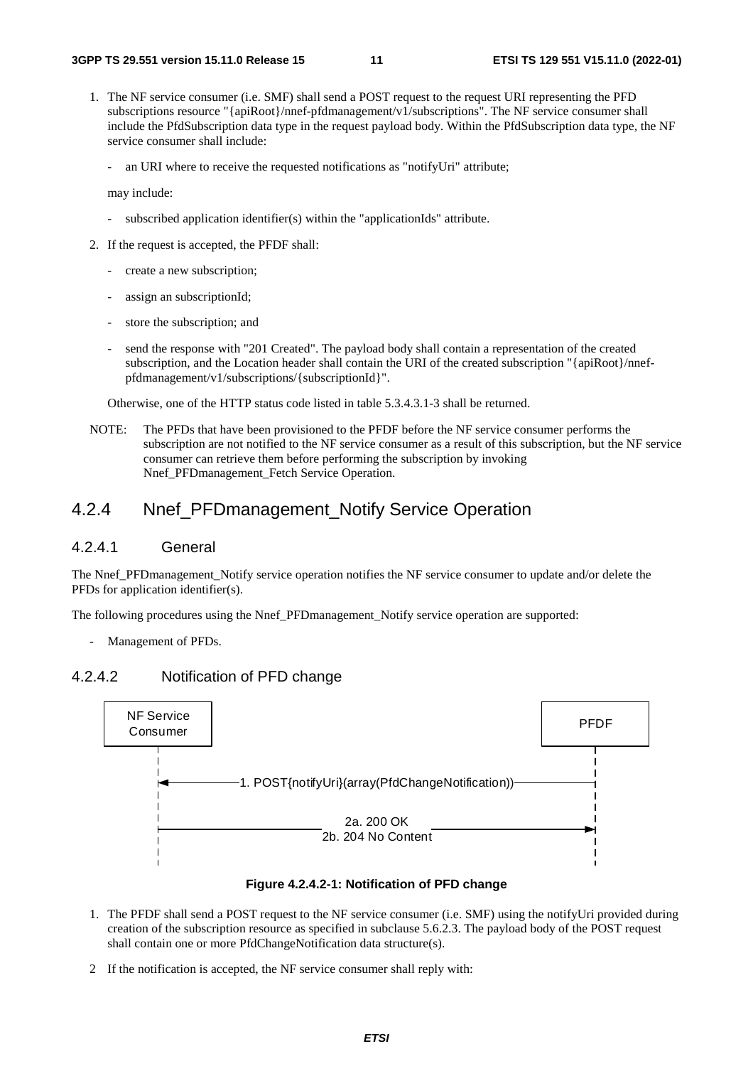1. The NF service consumer (i.e. SMF) shall send a POST request to the request URI representing the PFD subscriptions resource "{apiRoot}/nnef-pfdmanagement/v1/subscriptions". The NF service consumer shall include the PfdSubscription data type in the request payload body. Within the PfdSubscription data type, the NF service consumer shall include:

   - an URI where to receive the requested notifications as "notifyUri" attribute;

   may include:

   - subscribed application identifier(s) within the "applicationIds" attribute.

2. If the request is accepted, the PFDF shall:

   - create a new subscription;
   - assign an subscriptionId;
   - store the subscription; and
   - send the response with "201 Created". The payload body shall contain a representation of the created subscription, and the Location header shall contain the URI of the created subscription "{apiRoot}/nnef-pfdmanagement/v1/subscriptions/{subscriptionId}".

   Otherwise, one of the HTTP status code listed in table 5.3.4.3.1-3 shall be returned.

NOTE: The PFDs that have been provisioned to the PFDF before the NF service consumer performs the subscription are not notified to the NF service consumer as a result of this subscription, but the NF service consumer can retrieve them before performing the subscription by invoking Nnef_PFDmanagement_Fetch Service Operation.

## 4.2.4 Nnef_PFDmanagement_Notify Service Operation

### 4.2.4.1 General

The Nnef_PFDmanagement_Notify service operation notifies the NF service consumer to update and/or delete the PFDs for application identifier(s).

The following procedures using the Nnef_PFDmanagement_Notify service operation are supported:

- Management of PFDs.

### 4.2.4.2 Notification of PFD change

NF Service Consumer | PFDF

1. POST{notifyUri}(array(PfdChangeNotification))

2a. 200 OK
2b. 204 No Content

**Figure 4.2.4.2-1: Notification of PFD change**

1. The PFDF shall send a POST request to the NF service consumer (i.e. SMF) using the notifyUri provided during creation of the subscription resource as specified in subclause 5.6.2.3. The payload body of the POST request shall contain one or more PfdChangeNotification data structure(s).

2 If the notification is accepted, the NF service consumer shall reply with: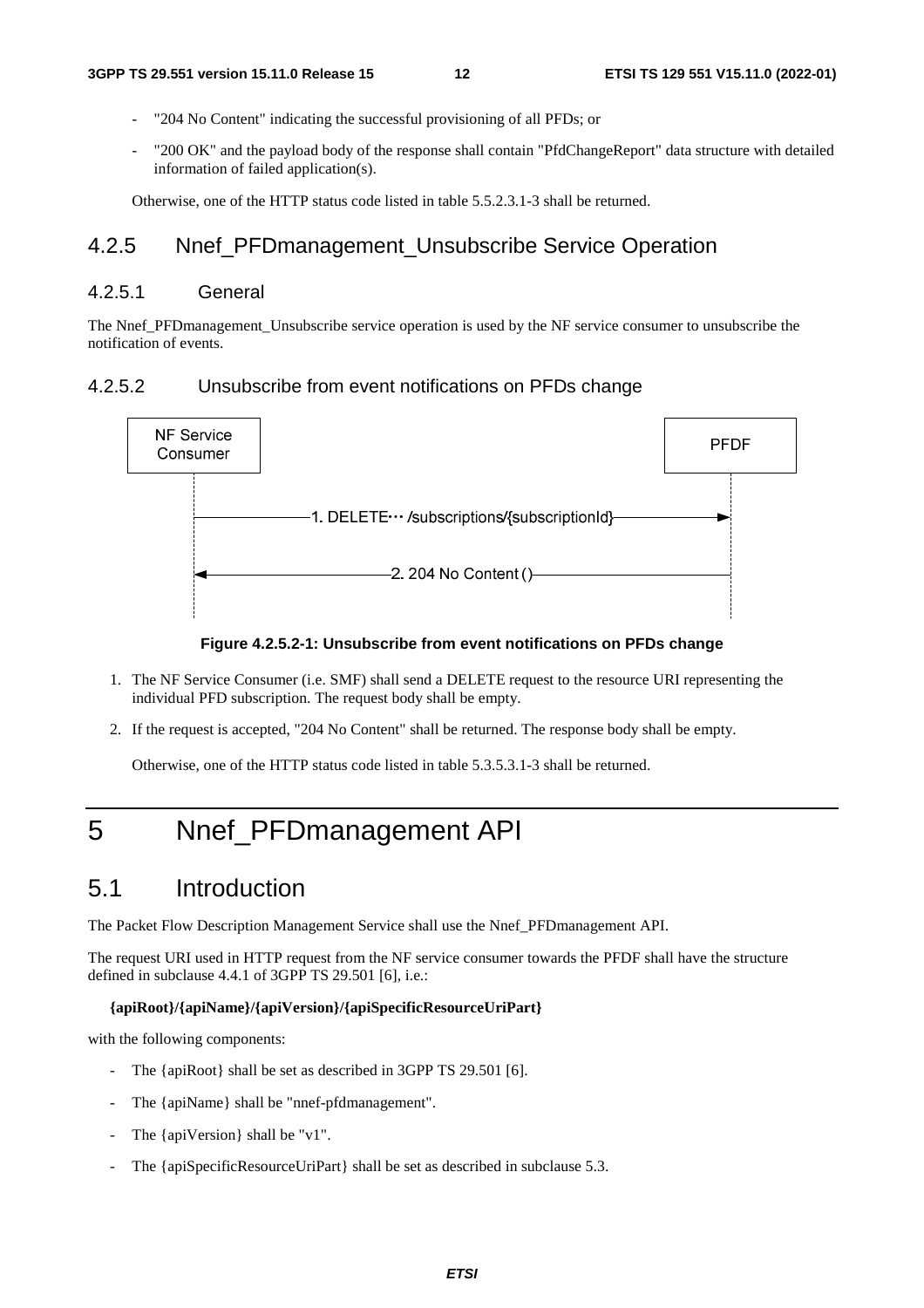- "204 No Content" indicating the successful provisioning of all PFDs; or
- "200 OK" and the payload body of the response shall contain "PfdChangeReport" data structure with detailed information of failed application(s).

Otherwise, one of the HTTP status code listed in table 5.5.2.3.1-3 shall be returned.

## 4.2.5 Nnef_PFDmanagement_Unsubscribe Service Operation

### 4.2.5.1 General

The Nnef_PFDmanagement_Unsubscribe service operation is used by the NF service consumer to unsubscribe the notification of events.

### 4.2.5.2 Unsubscribe from event notifications on PFDs change

NF Service Consumer | PFDF

1. DELETE… /subscriptions/{subscriptionId}

2. 204 No Content ()

**Figure 4.2.5.2-1: Unsubscribe from event notifications on PFDs change**

1. The NF Service Consumer (i.e. SMF) shall send a DELETE request to the resource URI representing the individual PFD subscription. The request body shall be empty.
2. If the request is accepted, "204 No Content" shall be returned. The response body shall be empty.

   Otherwise, one of the HTTP status code listed in table 5.3.5.3.1-3 shall be returned.

# 5 Nnef_PFDmanagement API

## 5.1 Introduction

The Packet Flow Description Management Service shall use the Nnef_PFDmanagement API.

The request URI used in HTTP request from the NF service consumer towards the PFDF shall have the structure defined in subclause 4.4.1 of 3GPP TS 29.501 [6], i.e.:

**{apiRoot}/{apiName}/{apiVersion}/{apiSpecificResourceUriPart}**

with the following components:

- The {apiRoot} shall be set as described in 3GPP TS 29.501 [6].
- The {apiName} shall be "nnef-pfdmanagement".
- The {apiVersion} shall be "v1".
- The {apiSpecificResourceUriPart} shall be set as described in subclause 5.3.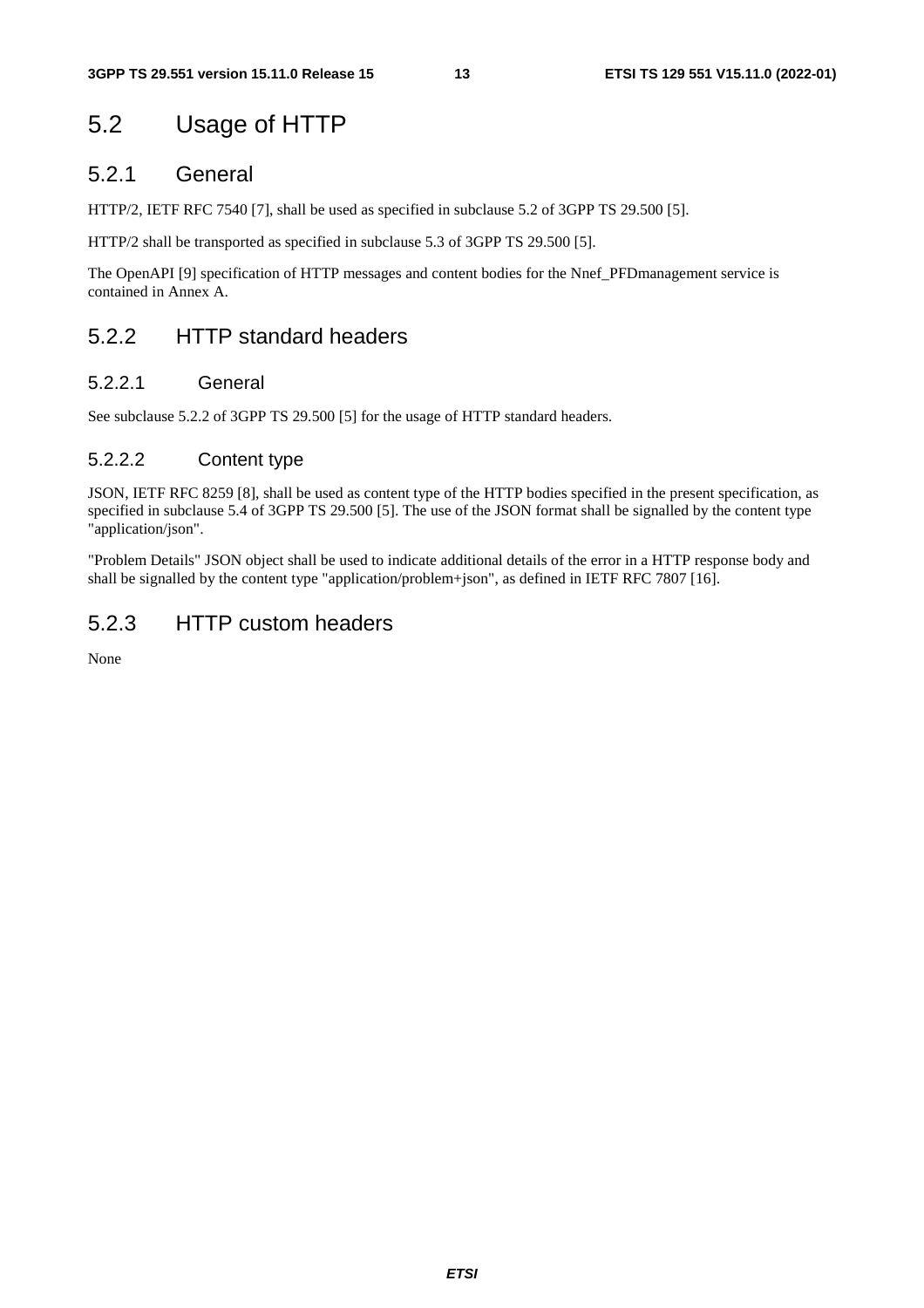## 5.2 Usage of HTTP

### 5.2.1 General

HTTP/2, IETF RFC 7540 [7], shall be used as specified in subclause 5.2 of 3GPP TS 29.500 [5].

HTTP/2 shall be transported as specified in subclause 5.3 of 3GPP TS 29.500 [5].

The OpenAPI [9] specification of HTTP messages and content bodies for the Nnef_PFDmanagement service is contained in Annex A.

### 5.2.2 HTTP standard headers

#### 5.2.2.1 General

See subclause 5.2.2 of 3GPP TS 29.500 [5] for the usage of HTTP standard headers.

#### 5.2.2.2 Content type

JSON, IETF RFC 8259 [8], shall be used as content type of the HTTP bodies specified in the present specification, as specified in subclause 5.4 of 3GPP TS 29.500 [5]. The use of the JSON format shall be signalled by the content type "application/json".

"Problem Details" JSON object shall be used to indicate additional details of the error in a HTTP response body and shall be signalled by the content type "application/problem+json", as defined in IETF RFC 7807 [16].

### 5.2.3 HTTP custom headers

None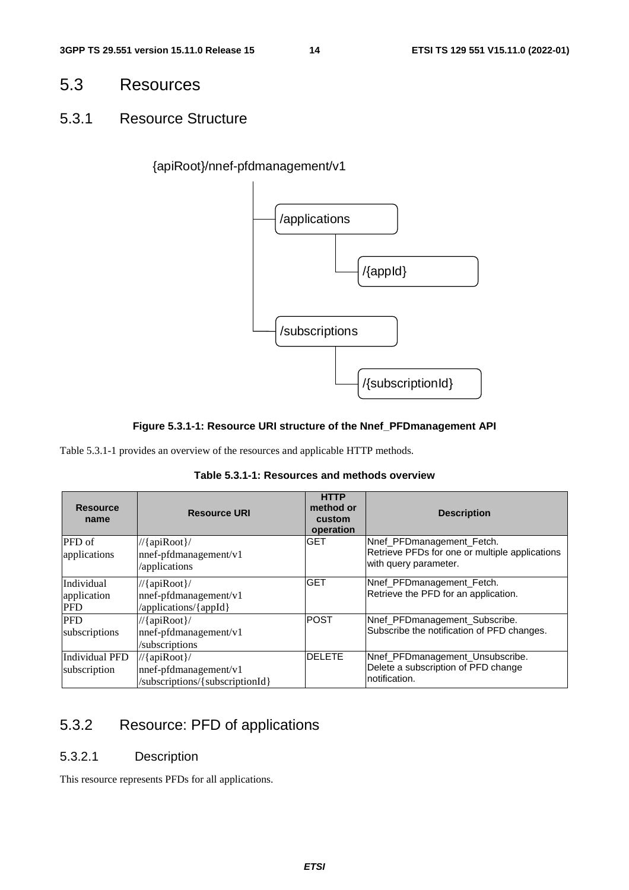## 5.3 Resources

### 5.3.1 Resource Structure

{apiRoot}/nnef-pfdmanagement/v1

/applications

/{appId}

/subscriptions

/{subscriptionId}

**Figure 5.3.1-1: Resource URI structure of the Nnef_PFDmanagement API**

Table 5.3.1-1 provides an overview of the resources and applicable HTTP methods.

**Table 5.3.1-1: Resources and methods overview**

| Resource name | Resource URI | HTTP method or custom operation | Description |
|---|---|---|---|
| PFD of applications | //{apiRoot}/ nnef-pfdmanagement/v1 /applications | GET | Nnef_PFDmanagement_Fetch. Retrieve PFDs for one or multiple applications with query parameter. |
| Individual application PFD | //{apiRoot}/ nnef-pfdmanagement/v1 /applications/{appId} | GET | Nnef_PFDmanagement_Fetch. Retrieve the PFD for an application. |
| PFD subscriptions | //{apiRoot}/ nnef-pfdmanagement/v1 /subscriptions | POST | Nnef_PFDmanagement_Subscribe. Subscribe the notification of PFD changes. |
| Individual PFD subscription | //{apiRoot}/ nnef-pfdmanagement/v1 /subscriptions/{subscriptionId} | DELETE | Nnef_PFDmanagement_Unsubscribe. Delete a subscription of PFD change notification. |

### 5.3.2 Resource: PFD of applications

#### 5.3.2.1 Description

This resource represents PFDs for all applications.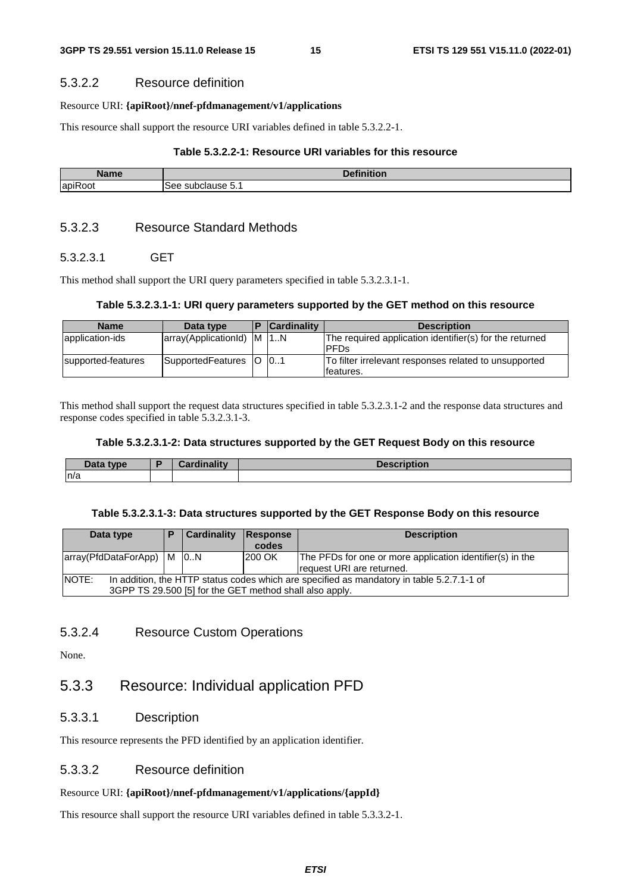#### 5.3.2.2 Resource definition

Resource URI: **{apiRoot}/nnef-pfdmanagement/v1/applications**

This resource shall support the resource URI variables defined in table 5.3.2.2-1.

**Table 5.3.2.2-1: Resource URI variables for this resource**

| Name | Definition |
| --- | --- |
| apiRoot | See subclause 5.1 |

#### 5.3.2.3 Resource Standard Methods

##### 5.3.2.3.1 GET

This method shall support the URI query parameters specified in table 5.3.2.3.1-1.

**Table 5.3.2.3.1-1: URI query parameters supported by the GET method on this resource**

| Name | Data type | P | Cardinality | Description |
| --- | --- | --- | --- | --- |
| application-ids | array(ApplicationId) | M | 1..N | The required application identifier(s) for the returned PFDs |
| supported-features | SupportedFeatures | O | 0..1 | To filter irrelevant responses related to unsupported features. |

This method shall support the request data structures specified in table 5.3.2.3.1-2 and the response data structures and response codes specified in table 5.3.2.3.1-3.

**Table 5.3.2.3.1-2: Data structures supported by the GET Request Body on this resource**

| Data type | P | Cardinality | Description |
| --- | --- | --- | --- |
| n/a | | | |

**Table 5.3.2.3.1-3: Data structures supported by the GET Response Body on this resource**

| Data type | P | Cardinality | Response codes | Description |
| --- | --- | --- | --- | --- |
| array(PfdDataForApp) | M | 0..N | 200 OK | The PFDs for one or more application identifier(s) in the request URI are returned. |
| NOTE: In addition, the HTTP status codes which are specified as mandatory in table 5.2.7.1-1 of 3GPP TS 29.500 [5] for the GET method shall also apply. | | | | |

#### 5.3.2.4 Resource Custom Operations

None.

### 5.3.3 Resource: Individual application PFD

#### 5.3.3.1 Description

This resource represents the PFD identified by an application identifier.

#### 5.3.3.2 Resource definition

Resource URI: **{apiRoot}/nnef-pfdmanagement/v1/applications/{appId}**

This resource shall support the resource URI variables defined in table 5.3.3.2-1.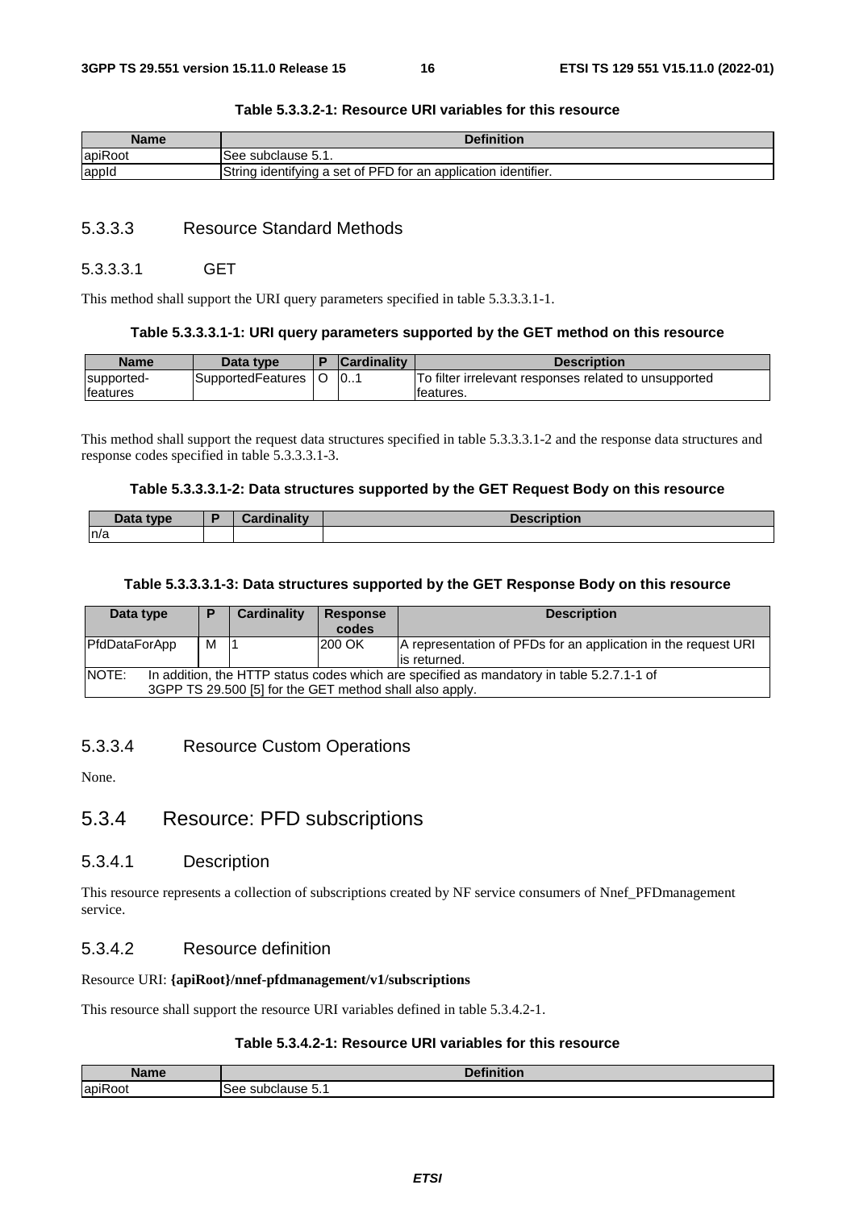**Table 5.3.3.2-1: Resource URI variables for this resource**

| Name | Definition |
| --- | --- |
| apiRoot | See subclause 5.1. |
| appId | String identifying a set of PFD for an application identifier. |

### 5.3.3.3 Resource Standard Methods

#### 5.3.3.3.1 GET

This method shall support the URI query parameters specified in table 5.3.3.3.1-1.

**Table 5.3.3.3.1-1: URI query parameters supported by the GET method on this resource**

| Name | Data type | P | Cardinality | Description |
| --- | --- | --- | --- | --- |
| supported-features | SupportedFeatures | O | 0..1 | To filter irrelevant responses related to unsupported features. |

This method shall support the request data structures specified in table 5.3.3.3.1-2 and the response data structures and response codes specified in table 5.3.3.3.1-3.

**Table 5.3.3.3.1-2: Data structures supported by the GET Request Body on this resource**

| Data type | P | Cardinality | Description |
| --- | --- | --- | --- |
| n/a | | | |

**Table 5.3.3.3.1-3: Data structures supported by the GET Response Body on this resource**

| Data type | P | Cardinality | Response codes | Description |
| --- | --- | --- | --- | --- |
| PfdDataForApp | M | 1 | 200 OK | A representation of PFDs for an application in the request URI is returned. |
| NOTE: In addition, the HTTP status codes which are specified as mandatory in table 5.2.7.1-1 of 3GPP TS 29.500 [5] for the GET method shall also apply. | | | | |

### 5.3.3.4 Resource Custom Operations

None.

## 5.3.4 Resource: PFD subscriptions

### 5.3.4.1 Description

This resource represents a collection of subscriptions created by NF service consumers of Nnef_PFDmanagement service.

### 5.3.4.2 Resource definition

Resource URI: **{apiRoot}/nnef-pfdmanagement/v1/subscriptions**

This resource shall support the resource URI variables defined in table 5.3.4.2-1.

**Table 5.3.4.2-1: Resource URI variables for this resource**

| Name | Definition |
| --- | --- |
| apiRoot | See subclause 5.1 |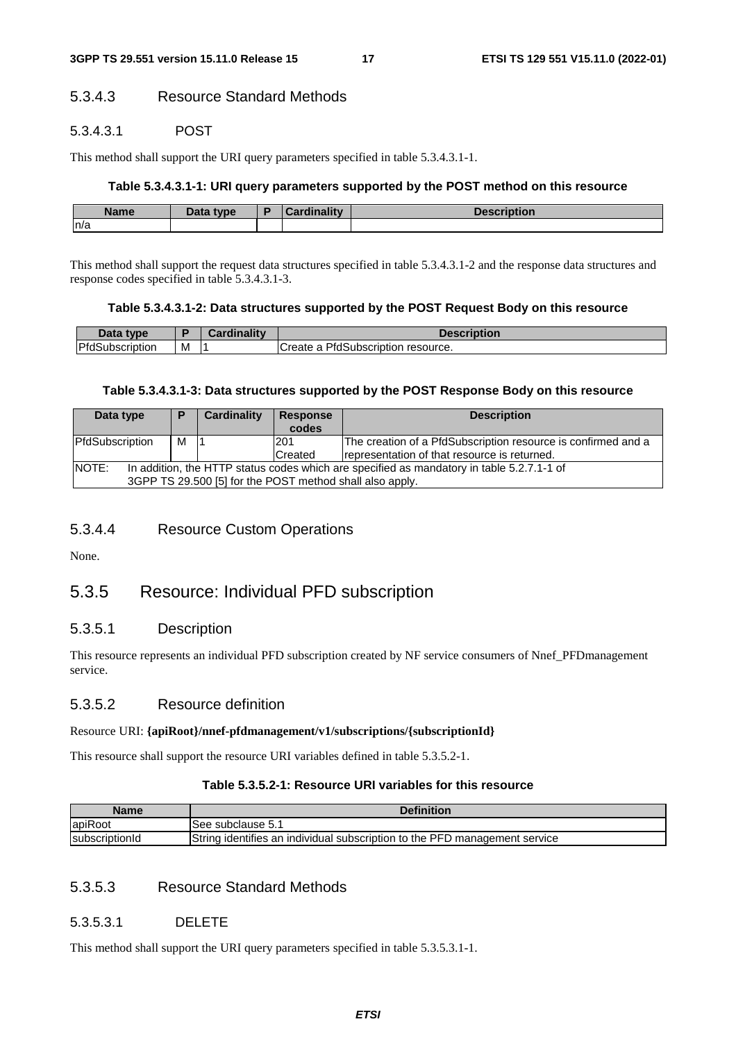#### 5.3.4.3 Resource Standard Methods

##### 5.3.4.3.1 POST

This method shall support the URI query parameters specified in table 5.3.4.3.1-1.

**Table 5.3.4.3.1-1: URI query parameters supported by the POST method on this resource**

| Name | Data type | P | Cardinality | Description |
|---|---|---|---|---|
| n/a | | | | |

This method shall support the request data structures specified in table 5.3.4.3.1-2 and the response data structures and response codes specified in table 5.3.4.3.1-3.

**Table 5.3.4.3.1-2: Data structures supported by the POST Request Body on this resource**

| Data type | P | Cardinality | Description |
|---|---|---|---|
| PfdSubscription | M | 1 | Create a PfdSubscription resource. |

**Table 5.3.4.3.1-3: Data structures supported by the POST Response Body on this resource**

| Data type | P | Cardinality | Response codes | Description |
|---|---|---|---|---|
| PfdSubscription | M | 1 | 201 Created | The creation of a PfdSubscription resource is confirmed and a representation of that resource is returned. |
| NOTE: In addition, the HTTP status codes which are specified as mandatory in table 5.2.7.1-1 of 3GPP TS 29.500 [5] for the POST method shall also apply. | | | | |

#### 5.3.4.4 Resource Custom Operations

None.

### 5.3.5 Resource: Individual PFD subscription

#### 5.3.5.1 Description

This resource represents an individual PFD subscription created by NF service consumers of Nnef_PFDmanagement service.

#### 5.3.5.2 Resource definition

Resource URI: **{apiRoot}/nnef-pfdmanagement/v1/subscriptions/{subscriptionId}**

This resource shall support the resource URI variables defined in table 5.3.5.2-1.

**Table 5.3.5.2-1: Resource URI variables for this resource**

| Name | Definition |
|---|---|
| apiRoot | See subclause 5.1 |
| subscriptionId | String identifies an individual subscription to the PFD management service |

#### 5.3.5.3 Resource Standard Methods

##### 5.3.5.3.1 DELETE

This method shall support the URI query parameters specified in table 5.3.5.3.1-1.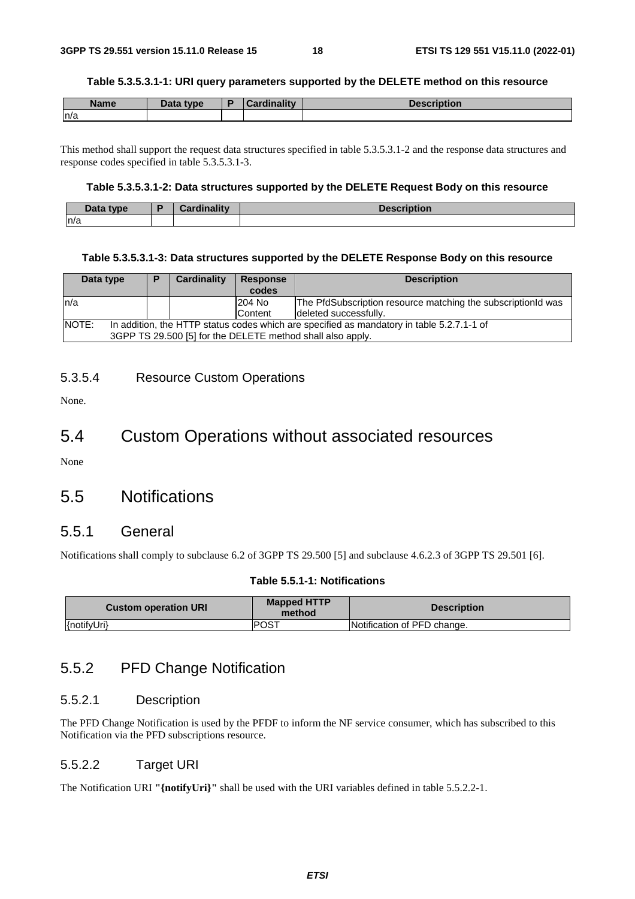**Table 5.3.5.3.1-1: URI query parameters supported by the DELETE method on this resource**

| Name | Data type | P | Cardinality | Description |
| --- | --- | --- | --- | --- |
| n/a | | | | |

This method shall support the request data structures specified in table 5.3.5.3.1-2 and the response data structures and response codes specified in table 5.3.5.3.1-3.

**Table 5.3.5.3.1-2: Data structures supported by the DELETE Request Body on this resource**

| Data type | P | Cardinality | Description |
| --- | --- | --- | --- |
| n/a | | | |

**Table 5.3.5.3.1-3: Data structures supported by the DELETE Response Body on this resource**

| Data type | P | Cardinality | Response codes | Description |
| --- | --- | --- | --- | --- |
| n/a | | | 204 No Content | The PfdSubscription resource matching the subscriptionId was deleted successfully. |
| NOTE: In addition, the HTTP status codes which are specified as mandatory in table 5.2.7.1-1 of 3GPP TS 29.500 [5] for the DELETE method shall also apply. | | | | |

#### 5.3.5.4 Resource Custom Operations

None.

## 5.4 Custom Operations without associated resources

None

## 5.5 Notifications

### 5.5.1 General

Notifications shall comply to subclause 6.2 of 3GPP TS 29.500 [5] and subclause 4.6.2.3 of 3GPP TS 29.501 [6].

**Table 5.5.1-1: Notifications**

| Custom operation URI | Mapped HTTP method | Description |
| --- | --- | --- |
| {notifyUri} | POST | Notification of PFD change. |

### 5.5.2 PFD Change Notification

#### 5.5.2.1 Description

The PFD Change Notification is used by the PFDF to inform the NF service consumer, which has subscribed to this Notification via the PFD subscriptions resource.

#### 5.5.2.2 Target URI

The Notification URI **"{notifyUri}"** shall be used with the URI variables defined in table 5.5.2.2-1.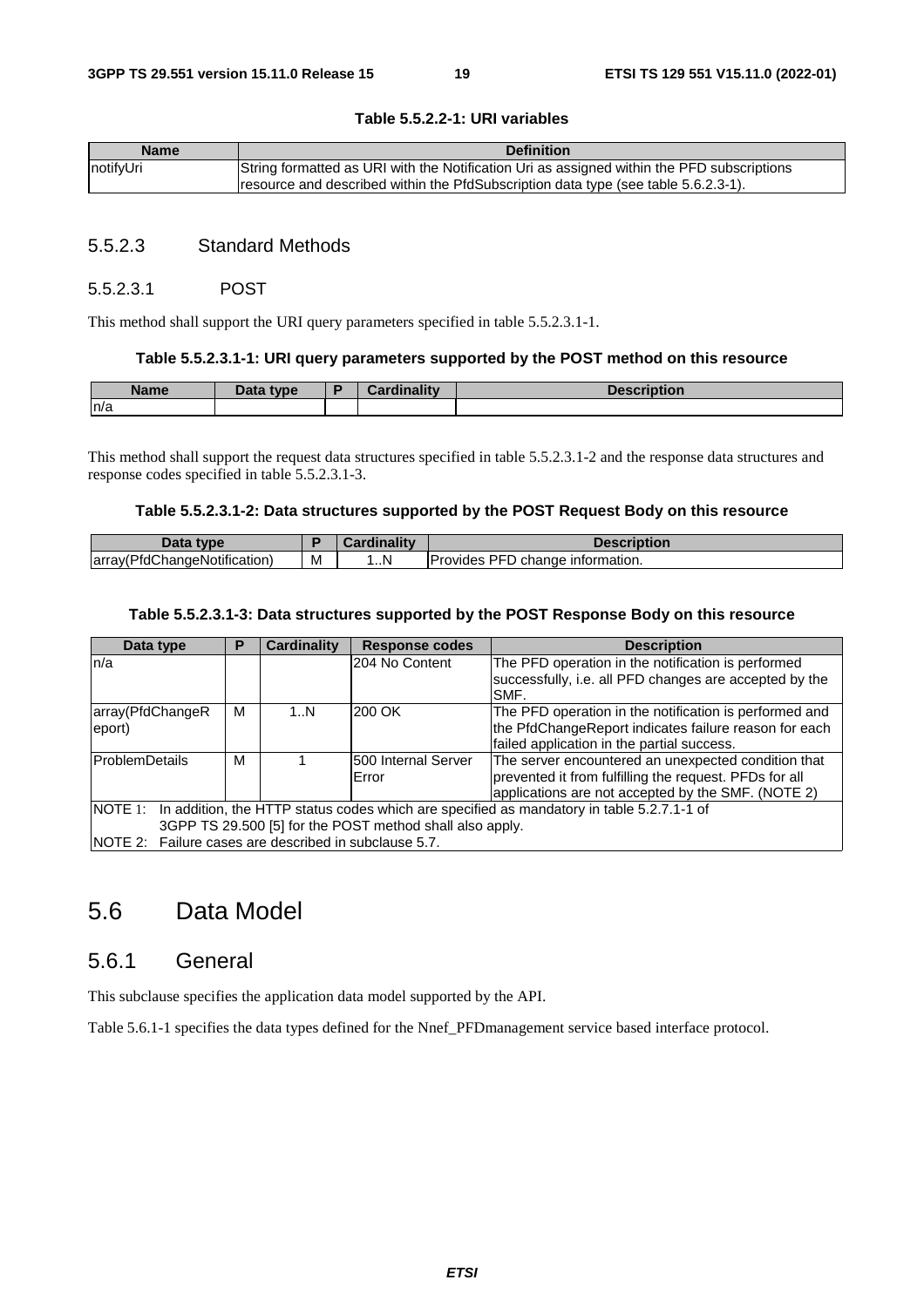**Table 5.5.2.2-1: URI variables**

| Name | Definition |
| --- | --- |
| notifyUri | String formatted as URI with the Notification Uri as assigned within the PFD subscriptions resource and described within the PfdSubscription data type (see table 5.6.2.3-1). |

#### 5.5.2.3 Standard Methods

##### 5.5.2.3.1 POST

This method shall support the URI query parameters specified in table 5.5.2.3.1-1.

**Table 5.5.2.3.1-1: URI query parameters supported by the POST method on this resource**

| Name | Data type | P | Cardinality | Description |
| --- | --- | --- | --- | --- |
| n/a | | | | |

This method shall support the request data structures specified in table 5.5.2.3.1-2 and the response data structures and response codes specified in table 5.5.2.3.1-3.

**Table 5.5.2.3.1-2: Data structures supported by the POST Request Body on this resource**

| Data type | P | Cardinality | Description |
| --- | --- | --- | --- |
| array(PfdChangeNotification) | M | 1..N | Provides PFD change information. |

**Table 5.5.2.3.1-3: Data structures supported by the POST Response Body on this resource**

| Data type | P | Cardinality | Response codes | Description |
| --- | --- | --- | --- | --- |
| n/a | | | 204 No Content | The PFD operation in the notification is performed successfully, i.e. all PFD changes are accepted by the SMF. |
| array(PfdChangeReport) | M | 1..N | 200 OK | The PFD operation in the notification is performed and the PfdChangeReport indicates failure reason for each failed application in the partial success. |
| ProblemDetails | M | 1 | 500 Internal Server Error | The server encountered an unexpected condition that prevented it from fulfilling the request. PFDs for all applications are not accepted by the SMF. (NOTE 2) |
| NOTE 1: In addition, the HTTP status codes which are specified as mandatory in table 5.2.7.1-1 of 3GPP TS 29.500 [5] for the POST method shall also apply.<br>NOTE 2: Failure cases are described in subclause 5.7. | | | | |

## 5.6 Data Model

### 5.6.1 General

This subclause specifies the application data model supported by the API.

Table 5.6.1-1 specifies the data types defined for the Nnef_PFDmanagement service based interface protocol.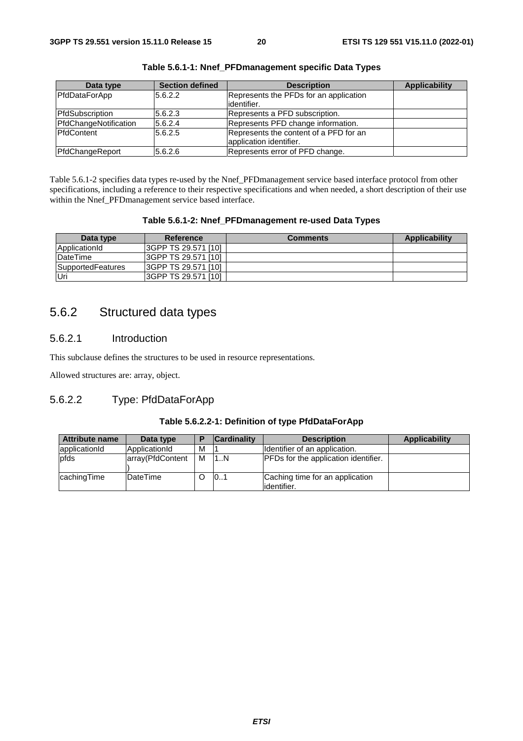**Table 5.6.1-1: Nnef_PFDmanagement specific Data Types**

| Data type | Section defined | Description | Applicability |
| --- | --- | --- | --- |
| PfdDataForApp | 5.6.2.2 | Represents the PFDs for an application identifier. | |
| PfdSubscription | 5.6.2.3 | Represents a PFD subscription. | |
| PfdChangeNotification | 5.6.2.4 | Represents PFD change information. | |
| PfdContent | 5.6.2.5 | Represents the content of a PFD for an application identifier. | |
| PfdChangeReport | 5.6.2.6 | Represents error of PFD change. | |

Table 5.6.1-2 specifies data types re-used by the Nnef_PFDmanagement service based interface protocol from other specifications, including a reference to their respective specifications and when needed, a short description of their use within the Nnef_PFDmanagement service based interface.

**Table 5.6.1-2: Nnef_PFDmanagement re-used Data Types**

| Data type | Reference | Comments | Applicability |
| --- | --- | --- | --- |
| ApplicationId | 3GPP TS 29.571 [10] | | |
| DateTime | 3GPP TS 29.571 [10] | | |
| SupportedFeatures | 3GPP TS 29.571 [10] | | |
| Uri | 3GPP TS 29.571 [10] | | |

## 5.6.2 Structured data types

### 5.6.2.1 Introduction

This subclause defines the structures to be used in resource representations.

Allowed structures are: array, object.

### 5.6.2.2 Type: PfdDataForApp

**Table 5.6.2.2-1: Definition of type PfdDataForApp**

| Attribute name | Data type | P | Cardinality | Description | Applicability |
| --- | --- | --- | --- | --- | --- |
| applicationId | ApplicationId | M | 1 | Identifier of an application. | |
| pfds | array(PfdContent) | M | 1..N | PFDs for the application identifier. | |
| cachingTime | DateTime | O | 0..1 | Caching time for an application identifier. | |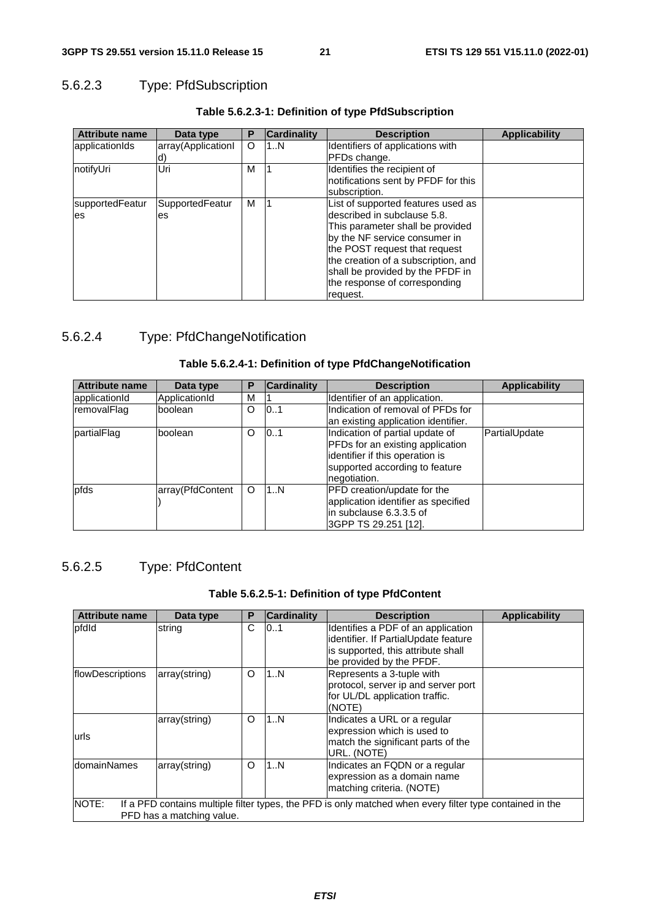### 5.6.2.3 Type: PfdSubscription

**Table 5.6.2.3-1: Definition of type PfdSubscription**

| Attribute name | Data type | P | Cardinality | Description | Applicability |
|---|---|---|---|---|---|
| applicationIds | array(ApplicationId) | O | 1..N | Identifiers of applications with PFDs change. | |
| notifyUri | Uri | M | 1 | Identifies the recipient of notifications sent by PFDF for this subscription. | |
| supportedFeatures | SupportedFeatures | M | 1 | List of supported features used as described in subclause 5.8. This parameter shall be provided by the NF service consumer in the POST request that request the creation of a subscription, and shall be provided by the PFDF in the response of corresponding request. | |

### 5.6.2.4 Type: PfdChangeNotification

**Table 5.6.2.4-1: Definition of type PfdChangeNotification**

| Attribute name | Data type | P | Cardinality | Description | Applicability |
|---|---|---|---|---|---|
| applicationId | ApplicationId | M | 1 | Identifier of an application. | |
| removalFlag | boolean | O | 0..1 | Indication of removal of PFDs for an existing application identifier. | |
| partialFlag | boolean | O | 0..1 | Indication of partial update of PFDs for an existing application identifier if this operation is supported according to feature negotiation. | PartialUpdate |
| pfds | array(PfdContent) | O | 1..N | PFD creation/update for the application identifier as specified in subclause 6.3.3.5 of 3GPP TS 29.251 [12]. | |

### 5.6.2.5 Type: PfdContent

**Table 5.6.2.5-1: Definition of type PfdContent**

| Attribute name | Data type | P | Cardinality | Description | Applicability |
|---|---|---|---|---|---|
| pfdId | string | C | 0..1 | Identifies a PDF of an application identifier. If PartialUpdate feature is supported, this attribute shall be provided by the PFDF. | |
| flowDescriptions | array(string) | O | 1..N | Represents a 3-tuple with protocol, server ip and server port for UL/DL application traffic. (NOTE) | |
| urls | array(string) | O | 1..N | Indicates a URL or a regular expression which is used to match the significant parts of the URL. (NOTE) | |
| domainNames | array(string) | O | 1..N | Indicates an FQDN or a regular expression as a domain name matching criteria. (NOTE) | |
| NOTE: If a PFD contains multiple filter types, the PFD is only matched when every filter type contained in the PFD has a matching value. | | | | | |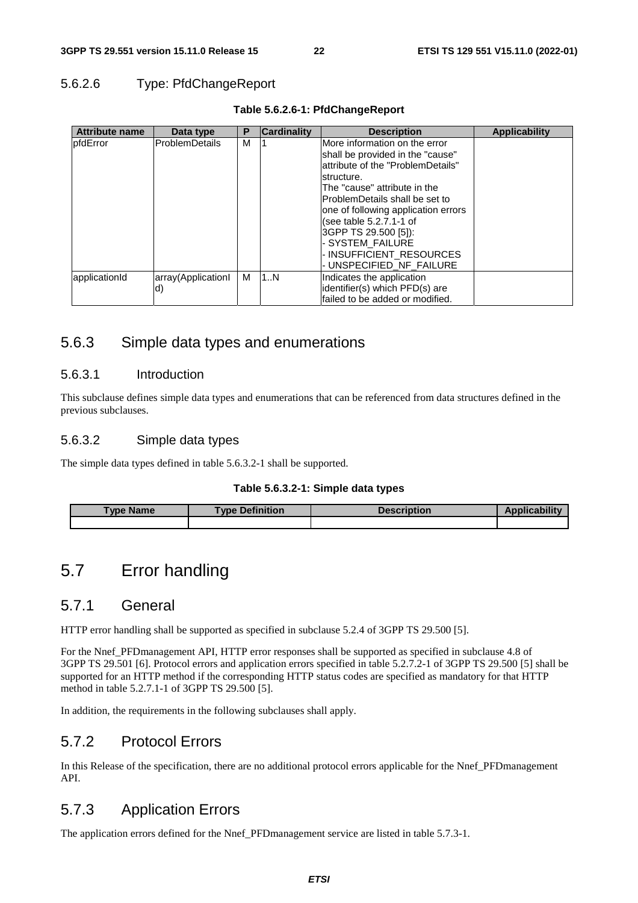#### 5.6.2.6 Type: PfdChangeReport

**Table 5.6.2.6-1: PfdChangeReport**

| Attribute name | Data type | P | Cardinality | Description | Applicability |
|---|---|---|---|---|---|
| pfdError | ProblemDetails | M | 1 | More information on the error shall be provided in the "cause" attribute of the "ProblemDetails" structure.<br>The "cause" attribute in the ProblemDetails shall be set to one of following application errors (see table 5.2.7.1-1 of 3GPP TS 29.500 [5]):<br>- SYSTEM_FAILURE<br>- INSUFFICIENT_RESOURCES<br>- UNSPECIFIED_NF_FAILURE | |
| applicationId | array(ApplicationId) | M | 1..N | Indicates the application identifier(s) which PFD(s) are failed to be added or modified. | |

### 5.6.3 Simple data types and enumerations

#### 5.6.3.1 Introduction

This subclause defines simple data types and enumerations that can be referenced from data structures defined in the previous subclauses.

#### 5.6.3.2 Simple data types

The simple data types defined in table 5.6.3.2-1 shall be supported.

**Table 5.6.3.2-1: Simple data types**

| Type Name | Type Definition | Description | Applicability |
|---|---|---|---|
| | | | |

## 5.7 Error handling

### 5.7.1 General

HTTP error handling shall be supported as specified in subclause 5.2.4 of 3GPP TS 29.500 [5].

For the Nnef_PFDmanagement API, HTTP error responses shall be supported as specified in subclause 4.8 of 3GPP TS 29.501 [6]. Protocol errors and application errors specified in table 5.2.7.2-1 of 3GPP TS 29.500 [5] shall be supported for an HTTP method if the corresponding HTTP status codes are specified as mandatory for that HTTP method in table 5.2.7.1-1 of 3GPP TS 29.500 [5].

In addition, the requirements in the following subclauses shall apply.

### 5.7.2 Protocol Errors

In this Release of the specification, there are no additional protocol errors applicable for the Nnef_PFDmanagement API.

### 5.7.3 Application Errors

The application errors defined for the Nnef_PFDmanagement service are listed in table 5.7.3-1.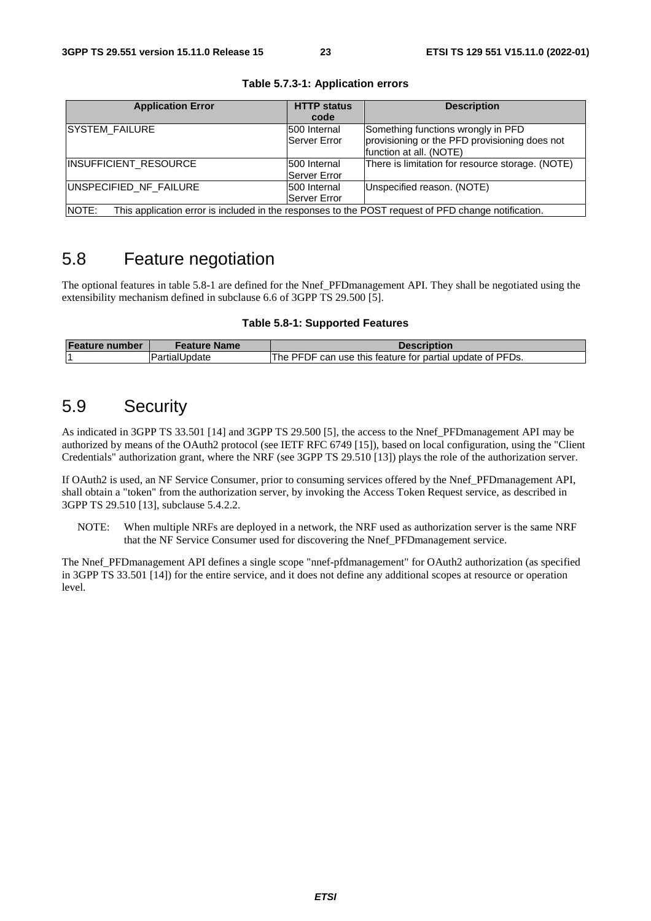**Table 5.7.3-1: Application errors**

| Application Error | HTTP status code | Description |
| --- | --- | --- |
| SYSTEM_FAILURE | 500 Internal Server Error | Something functions wrongly in PFD provisioning or the PFD provisioning does not function at all. (NOTE) |
| INSUFFICIENT_RESOURCE | 500 Internal Server Error | There is limitation for resource storage. (NOTE) |
| UNSPECIFIED_NF_FAILURE | 500 Internal Server Error | Unspecified reason. (NOTE) |
| NOTE: This application error is included in the responses to the POST request of PFD change notification. | | |

## 5.8 Feature negotiation

The optional features in table 5.8-1 are defined for the Nnef_PFDmanagement API. They shall be negotiated using the extensibility mechanism defined in subclause 6.6 of 3GPP TS 29.500 [5].

**Table 5.8-1: Supported Features**

| Feature number | Feature Name | Description |
| --- | --- | --- |
| 1 | PartialUpdate | The PFDF can use this feature for partial update of PFDs. |

## 5.9 Security

As indicated in 3GPP TS 33.501 [14] and 3GPP TS 29.500 [5], the access to the Nnef_PFDmanagement API may be authorized by means of the OAuth2 protocol (see IETF RFC 6749 [15]), based on local configuration, using the "Client Credentials" authorization grant, where the NRF (see 3GPP TS 29.510 [13]) plays the role of the authorization server.

If OAuth2 is used, an NF Service Consumer, prior to consuming services offered by the Nnef_PFDmanagement API, shall obtain a "token" from the authorization server, by invoking the Access Token Request service, as described in 3GPP TS 29.510 [13], subclause 5.4.2.2.

NOTE: When multiple NRFs are deployed in a network, the NRF used as authorization server is the same NRF that the NF Service Consumer used for discovering the Nnef_PFDmanagement service.

The Nnef_PFDmanagement API defines a single scope "nnef-pfdmanagement" for OAuth2 authorization (as specified in 3GPP TS 33.501 [14]) for the entire service, and it does not define any additional scopes at resource or operation level.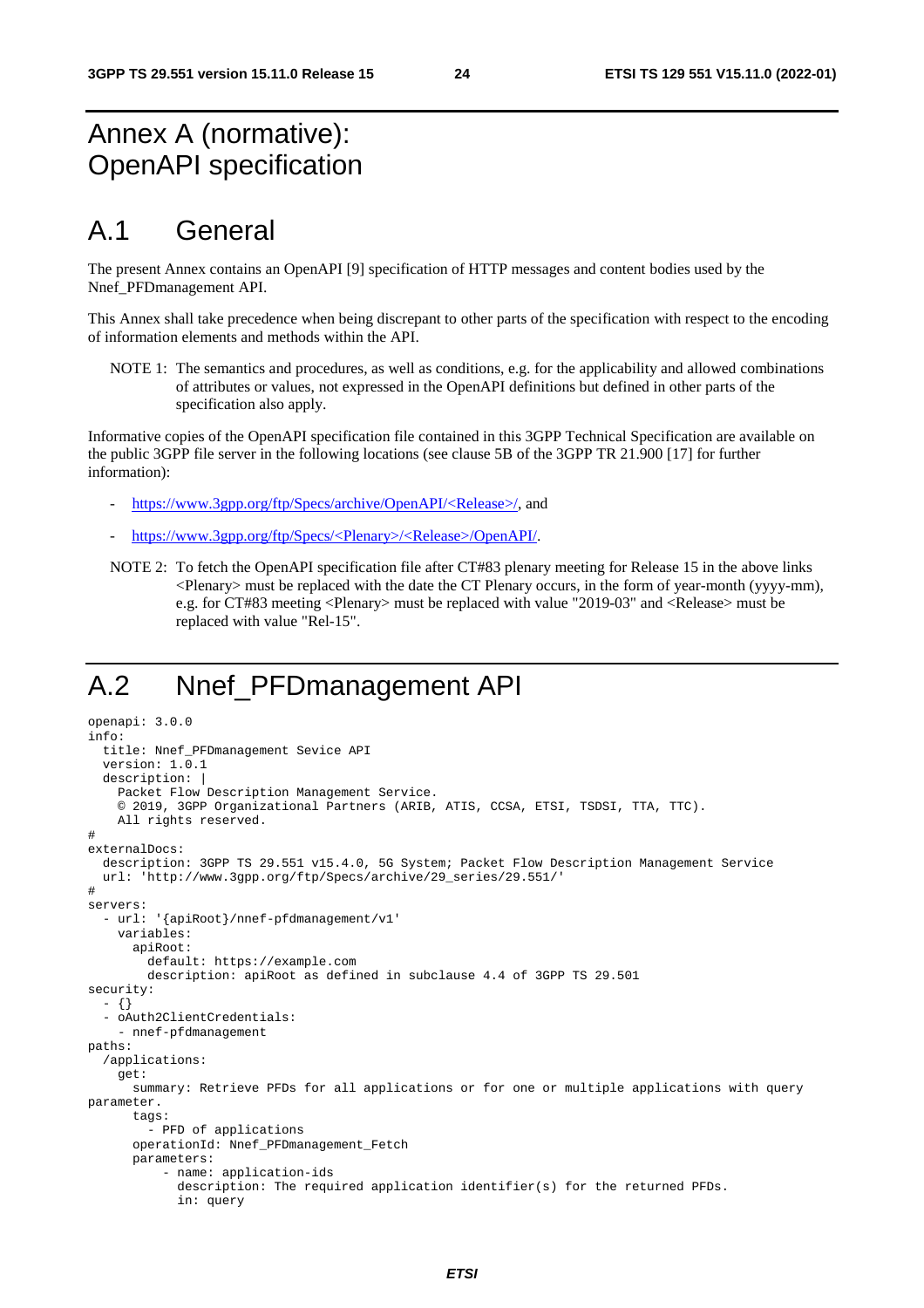# Annex A (normative): OpenAPI specification

## A.1 General

The present Annex contains an OpenAPI [9] specification of HTTP messages and content bodies used by the Nnef_PFDmanagement API.

This Annex shall take precedence when being discrepant to other parts of the specification with respect to the encoding of information elements and methods within the API.

NOTE 1: The semantics and procedures, as well as conditions, e.g. for the applicability and allowed combinations of attributes or values, not expressed in the OpenAPI definitions but defined in other parts of the specification also apply.

Informative copies of the OpenAPI specification file contained in this 3GPP Technical Specification are available on the public 3GPP file server in the following locations (see clause 5B of the 3GPP TR 21.900 [17] for further information):

- https://www.3gpp.org/ftp/Specs/archive/OpenAPI/<Release>/, and
- https://www.3gpp.org/ftp/Specs/<Plenary>/<Release>/OpenAPI/.

NOTE 2: To fetch the OpenAPI specification file after CT#83 plenary meeting for Release 15 in the above links <Plenary> must be replaced with the date the CT Plenary occurs, in the form of year-month (yyyy-mm), e.g. for CT#83 meeting <Plenary> must be replaced with value "2019-03" and <Release> must be replaced with value "Rel-15".

## A.2 Nnef_PFDmanagement API

```
openapi: 3.0.0
info:
  title: Nnef_PFDmanagement Sevice API
  version: 1.0.1
  description: |
    Packet Flow Description Management Service.
    © 2019, 3GPP Organizational Partners (ARIB, ATIS, CCSA, ETSI, TSDSI, TTA, TTC).
    All rights reserved.
#
externalDocs:
  description: 3GPP TS 29.551 v15.4.0, 5G System; Packet Flow Description Management Service
  url: 'http://www.3gpp.org/ftp/Specs/archive/29_series/29.551/'
#
servers:
  - url: '{apiRoot}/nnef-pfdmanagement/v1'
    variables:
      apiRoot:
        default: https://example.com
        description: apiRoot as defined in subclause 4.4 of 3GPP TS 29.501
security:
  - {}
  - oAuth2ClientCredentials:
    - nnef-pfdmanagement
paths:
  /applications:
    get:
      summary: Retrieve PFDs for all applications or for one or multiple applications with query
parameter.
      tags:
        - PFD of applications
      operationId: Nnef_PFDmanagement_Fetch
      parameters:
          - name: application-ids
            description: The required application identifier(s) for the returned PFDs.
            in: query
```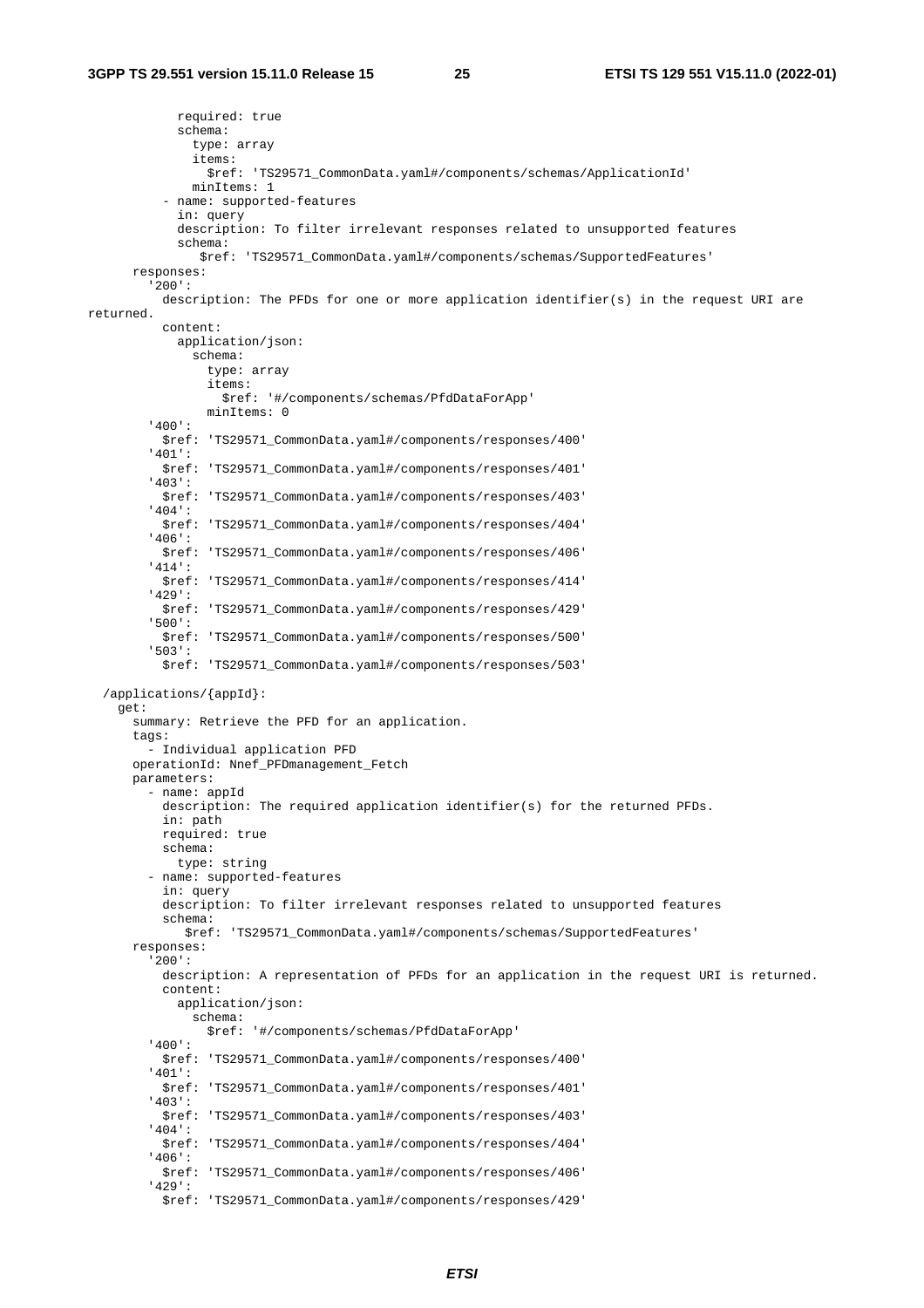```
            required: true
            schema:
              type: array
              items:
                $ref: 'TS29571_CommonData.yaml#/components/schemas/ApplicationId'
              minItems: 1
          - name: supported-features
            in: query
            description: To filter irrelevant responses related to unsupported features
            schema:
               $ref: 'TS29571_CommonData.yaml#/components/schemas/SupportedFeatures'
      responses:
        '200':
          description: The PFDs for one or more application identifier(s) in the request URI are 
returned.
          content:
            application/json:
              schema:
                type: array
                items:
                  $ref: '#/components/schemas/PfdDataForApp'
                minItems: 0
        '400':
          $ref: 'TS29571_CommonData.yaml#/components/responses/400'
        '401':
          $ref: 'TS29571_CommonData.yaml#/components/responses/401'
        '403':
          $ref: 'TS29571_CommonData.yaml#/components/responses/403'
        '404':
          $ref: 'TS29571_CommonData.yaml#/components/responses/404'
        '406':
          $ref: 'TS29571_CommonData.yaml#/components/responses/406'
        '414':
          $ref: 'TS29571_CommonData.yaml#/components/responses/414'
        '429':
          $ref: 'TS29571_CommonData.yaml#/components/responses/429'
        '500':
          $ref: 'TS29571_CommonData.yaml#/components/responses/500'
        '503':
          $ref: 'TS29571_CommonData.yaml#/components/responses/503'

  /applications/{appId}:
    get:
      summary: Retrieve the PFD for an application.
      tags:
        - Individual application PFD
      operationId: Nnef_PFDmanagement_Fetch
      parameters:
        - name: appId
          description: The required application identifier(s) for the returned PFDs.
          in: path
          required: true
          schema:
            type: string
        - name: supported-features
          in: query
          description: To filter irrelevant responses related to unsupported features
          schema:
             $ref: 'TS29571_CommonData.yaml#/components/schemas/SupportedFeatures'
      responses:
        '200':
          description: A representation of PFDs for an application in the request URI is returned.
          content:
            application/json:
              schema:
                $ref: '#/components/schemas/PfdDataForApp'
        '400':
          $ref: 'TS29571_CommonData.yaml#/components/responses/400'
        '401':
          $ref: 'TS29571_CommonData.yaml#/components/responses/401'
        '403':
          $ref: 'TS29571_CommonData.yaml#/components/responses/403'
        '404':
          $ref: 'TS29571_CommonData.yaml#/components/responses/404'
        '406':
          $ref: 'TS29571_CommonData.yaml#/components/responses/406'
        '429':
          $ref: 'TS29571_CommonData.yaml#/components/responses/429'
```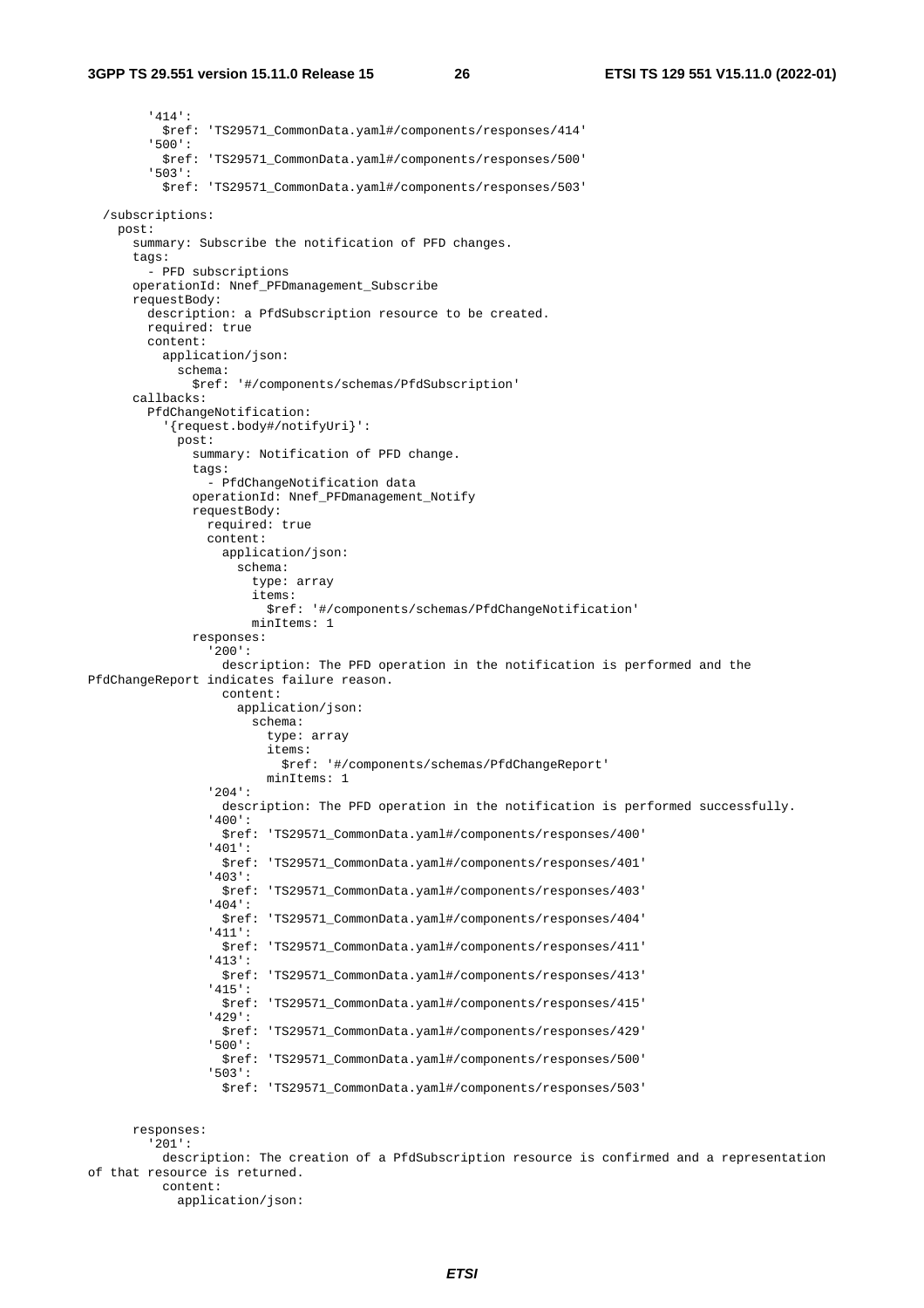```
        '414':
          $ref: 'TS29571_CommonData.yaml#/components/responses/414'
        '500':
          $ref: 'TS29571_CommonData.yaml#/components/responses/500'
        '503':
          $ref: 'TS29571_CommonData.yaml#/components/responses/503'

  /subscriptions:
    post:
      summary: Subscribe the notification of PFD changes.
      tags:
        - PFD subscriptions
      operationId: Nnef_PFDmanagement_Subscribe
      requestBody:
        description: a PfdSubscription resource to be created.
        required: true
        content:
          application/json:
            schema:
              $ref: '#/components/schemas/PfdSubscription'
      callbacks:
        PfdChangeNotification:
          '{request.body#/notifyUri}':
            post:
              summary: Notification of PFD change.
              tags:
                - PfdChangeNotification data
              operationId: Nnef_PFDmanagement_Notify
              requestBody:
                required: true
                content:
                  application/json:
                    schema:
                      type: array
                      items:
                        $ref: '#/components/schemas/PfdChangeNotification'
                      minItems: 1
              responses:
                '200':
                  description: The PFD operation in the notification is performed and the
PfdChangeReport indicates failure reason.
                  content:
                    application/json:
                      schema:
                        type: array
                        items:
                          $ref: '#/components/schemas/PfdChangeReport'
                        minItems: 1
                '204':
                  description: The PFD operation in the notification is performed successfully.
                '400':
                  $ref: 'TS29571_CommonData.yaml#/components/responses/400'
                '401':
                  $ref: 'TS29571_CommonData.yaml#/components/responses/401'
                '403':
                  $ref: 'TS29571_CommonData.yaml#/components/responses/403'
                '404':
                  $ref: 'TS29571_CommonData.yaml#/components/responses/404'
                '411':
                  $ref: 'TS29571_CommonData.yaml#/components/responses/411'
                '413':
                  $ref: 'TS29571_CommonData.yaml#/components/responses/413'
                '415':
                  $ref: 'TS29571_CommonData.yaml#/components/responses/415'
                '429':
                  $ref: 'TS29571_CommonData.yaml#/components/responses/429'
                '500':
                  $ref: 'TS29571_CommonData.yaml#/components/responses/500'
                '503':
                  $ref: 'TS29571_CommonData.yaml#/components/responses/503'


      responses:
        '201':
          description: The creation of a PfdSubscription resource is confirmed and a representation
of that resource is returned.
          content:
            application/json:
```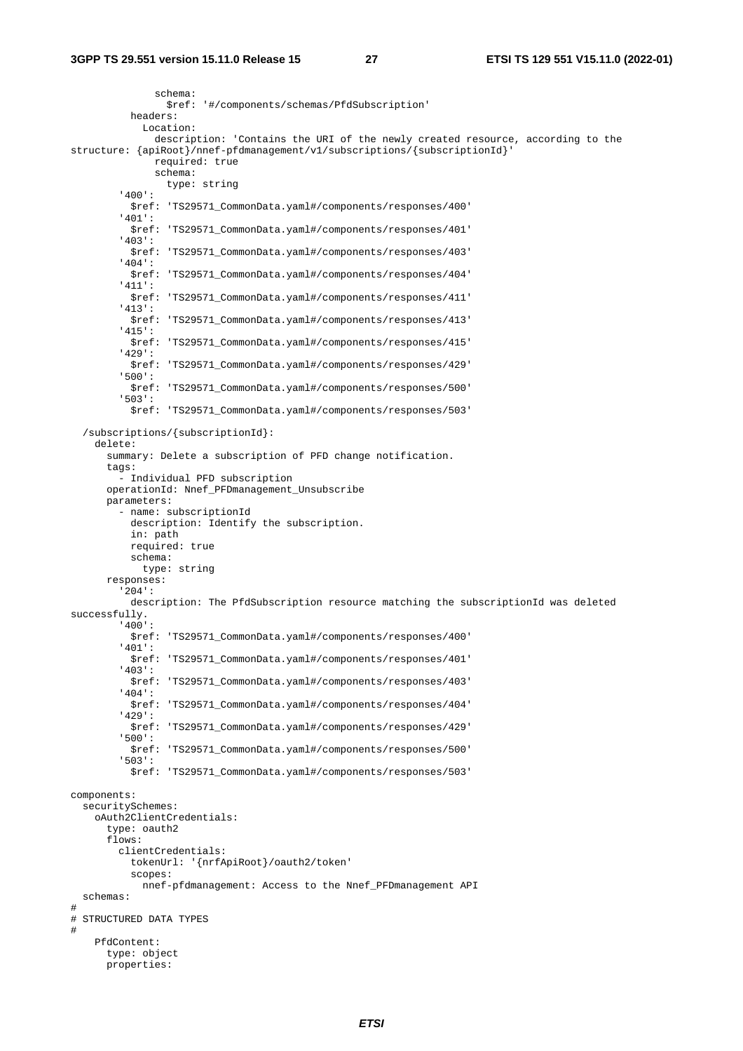```
              schema:
                $ref: '#/components/schemas/PfdSubscription'
          headers:
            Location:
              description: 'Contains the URI of the newly created resource, according to the
structure: {apiRoot}/nnef-pfdmanagement/v1/subscriptions/{subscriptionId}'
              required: true
              schema:
                type: string
        '400':
          $ref: 'TS29571_CommonData.yaml#/components/responses/400'
        '401':
          $ref: 'TS29571_CommonData.yaml#/components/responses/401'
        '403':
          $ref: 'TS29571_CommonData.yaml#/components/responses/403'
        '404':
          $ref: 'TS29571_CommonData.yaml#/components/responses/404'
        '411':
          $ref: 'TS29571_CommonData.yaml#/components/responses/411'
        '413':
          $ref: 'TS29571_CommonData.yaml#/components/responses/413'
        '415':
          $ref: 'TS29571_CommonData.yaml#/components/responses/415'
        '429':
          $ref: 'TS29571_CommonData.yaml#/components/responses/429'
        '500':
          $ref: 'TS29571_CommonData.yaml#/components/responses/500'
        '503':
          $ref: 'TS29571_CommonData.yaml#/components/responses/503'

  /subscriptions/{subscriptionId}:
    delete:
      summary: Delete a subscription of PFD change notification.
      tags:
        - Individual PFD subscription
      operationId: Nnef_PFDmanagement_Unsubscribe
      parameters:
        - name: subscriptionId
          description: Identify the subscription.
          in: path
          required: true
          schema:
            type: string
      responses:
        '204':
          description: The PfdSubscription resource matching the subscriptionId was deleted
successfully.
        '400':
          $ref: 'TS29571_CommonData.yaml#/components/responses/400'
        '401':
          $ref: 'TS29571_CommonData.yaml#/components/responses/401'
        '403':
          $ref: 'TS29571_CommonData.yaml#/components/responses/403'
        '404':
          $ref: 'TS29571_CommonData.yaml#/components/responses/404'
        '429':
          $ref: 'TS29571_CommonData.yaml#/components/responses/429'
        '500':
          $ref: 'TS29571_CommonData.yaml#/components/responses/500'
        '503':
          $ref: 'TS29571_CommonData.yaml#/components/responses/503'

components:
  securitySchemes:
    oAuth2ClientCredentials:
      type: oauth2
      flows:
        clientCredentials:
          tokenUrl: '{nrfApiRoot}/oauth2/token'
          scopes:
            nnef-pfdmanagement: Access to the Nnef_PFDmanagement API
  schemas:
#
# STRUCTURED DATA TYPES
#
    PfdContent:
      type: object
      properties:
```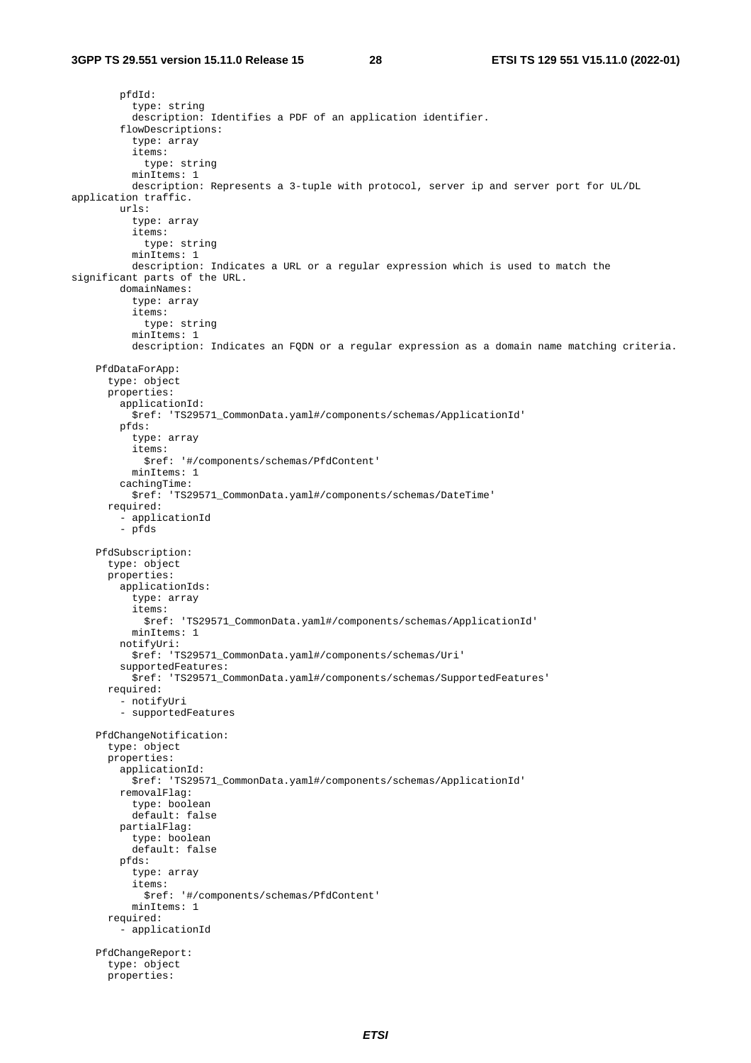```
        pfdId:
          type: string
          description: Identifies a PDF of an application identifier.
        flowDescriptions:
          type: array
          items:
            type: string
          minItems: 1
          description: Represents a 3-tuple with protocol, server ip and server port for UL/DL
application traffic.
        urls:
          type: array
          items:
            type: string
          minItems: 1
          description: Indicates a URL or a regular expression which is used to match the
significant parts of the URL.
        domainNames:
          type: array
          items:
            type: string
          minItems: 1
          description: Indicates an FQDN or a regular expression as a domain name matching criteria.

    PfdDataForApp:
      type: object
      properties:
        applicationId:
          $ref: 'TS29571_CommonData.yaml#/components/schemas/ApplicationId'
        pfds:
          type: array
          items:
            $ref: '#/components/schemas/PfdContent'
          minItems: 1
        cachingTime:
          $ref: 'TS29571_CommonData.yaml#/components/schemas/DateTime'
      required:
        - applicationId
        - pfds

    PfdSubscription:
      type: object
      properties:
        applicationIds:
          type: array
          items:
            $ref: 'TS29571_CommonData.yaml#/components/schemas/ApplicationId'
          minItems: 1
        notifyUri:
          $ref: 'TS29571_CommonData.yaml#/components/schemas/Uri'
        supportedFeatures:
          $ref: 'TS29571_CommonData.yaml#/components/schemas/SupportedFeatures'
      required:
        - notifyUri
        - supportedFeatures

    PfdChangeNotification:
      type: object
      properties:
        applicationId:
          $ref: 'TS29571_CommonData.yaml#/components/schemas/ApplicationId'
        removalFlag:
          type: boolean
          default: false
        partialFlag:
          type: boolean
          default: false
        pfds:
          type: array
          items:
            $ref: '#/components/schemas/PfdContent'
          minItems: 1
      required:
        - applicationId

    PfdChangeReport:
      type: object
      properties:
```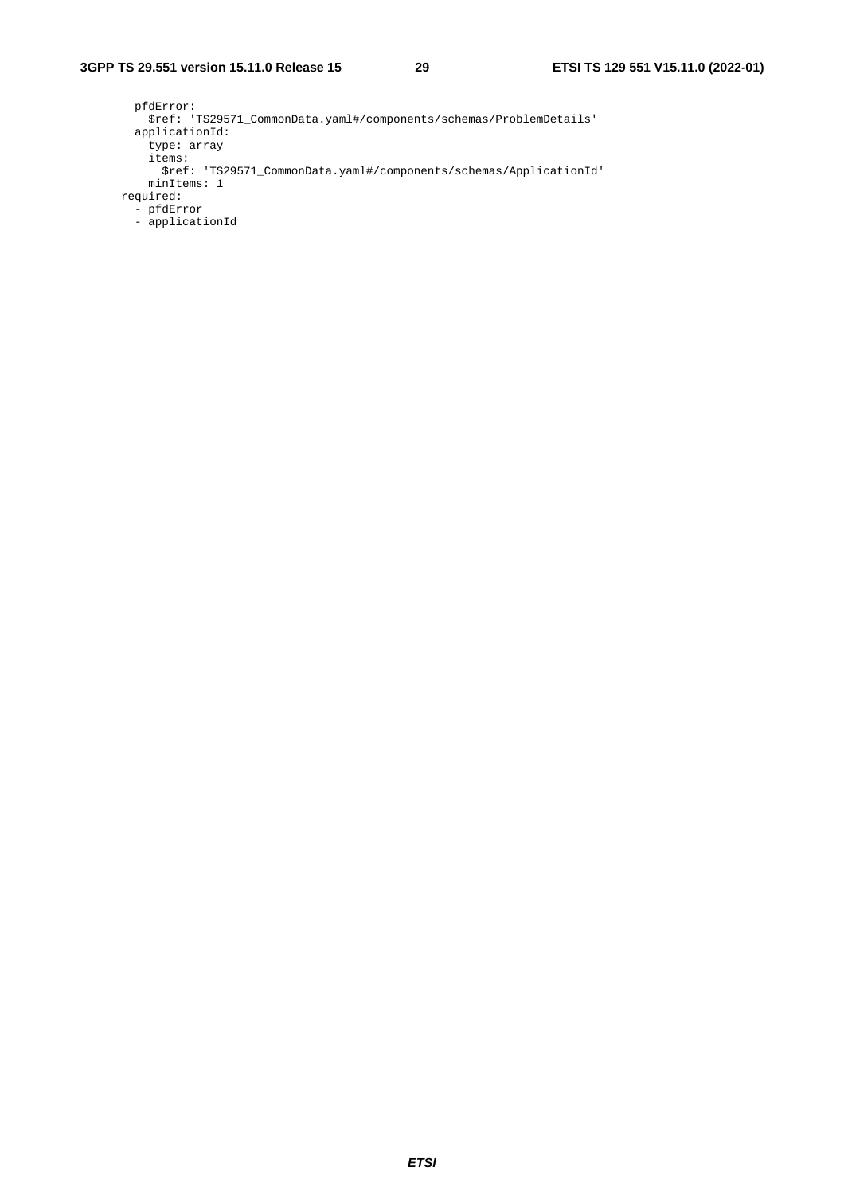```
        pfdError:
          $ref: 'TS29571_CommonData.yaml#/components/schemas/ProblemDetails'
        applicationId:
          type: array
          items:
            $ref: 'TS29571_CommonData.yaml#/components/schemas/ApplicationId'
          minItems: 1
      required:
        - pfdError
        - applicationId
```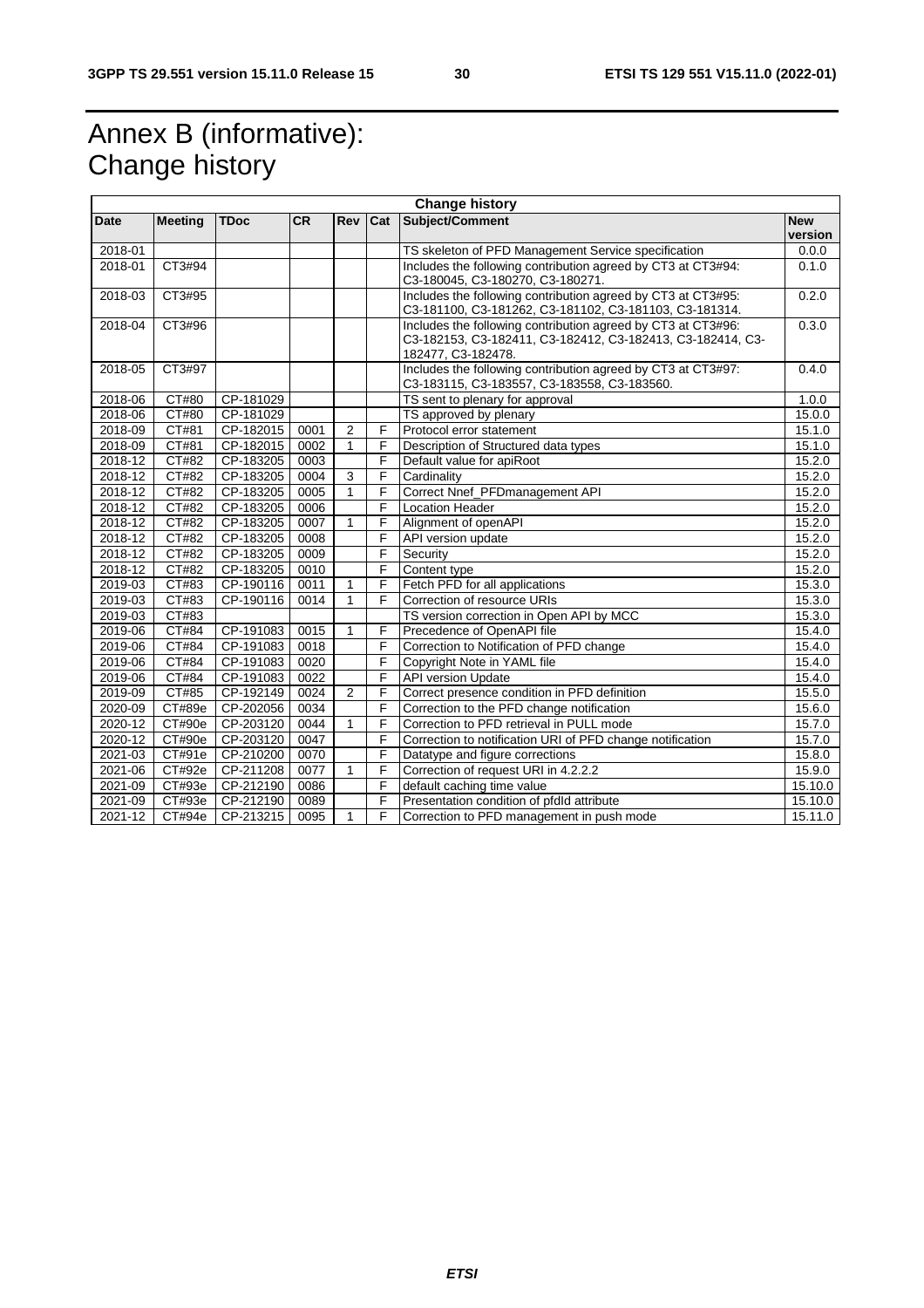# Annex B (informative): Change history

| Change history | | | | | | | |
|---|---|---|---|---|---|---|---|
| **Date** | **Meeting** | **TDoc** | **CR** | **Rev** | **Cat** | **Subject/Comment** | **New version** |
| 2018-01 | | | | | | TS skeleton of PFD Management Service specification | 0.0.0 |
| 2018-01 | CT3#94 | | | | | Includes the following contribution agreed by CT3 at CT3#94: C3-180045, C3-180270, C3-180271. | 0.1.0 |
| 2018-03 | CT3#95 | | | | | Includes the following contribution agreed by CT3 at CT3#95: C3-181100, C3-181262, C3-181102, C3-181103, C3-181314. | 0.2.0 |
| 2018-04 | CT3#96 | | | | | Includes the following contribution agreed by CT3 at CT3#96: C3-182153, C3-182411, C3-182412, C3-182413, C3-182414, C3-182477, C3-182478. | 0.3.0 |
| 2018-05 | CT3#97 | | | | | Includes the following contribution agreed by CT3 at CT3#97: C3-183115, C3-183557, C3-183558, C3-183560. | 0.4.0 |
| 2018-06 | CT#80 | CP-181029 | | | | TS sent to plenary for approval | 1.0.0 |
| 2018-06 | CT#80 | CP-181029 | | | | TS approved by plenary | 15.0.0 |
| 2018-09 | CT#81 | CP-182015 | 0001 | 2 | F | Protocol error statement | 15.1.0 |
| 2018-09 | CT#81 | CP-182015 | 0002 | 1 | F | Description of Structured data types | 15.1.0 |
| 2018-12 | CT#82 | CP-183205 | 0003 | | F | Default value for apiRoot | 15.2.0 |
| 2018-12 | CT#82 | CP-183205 | 0004 | 3 | F | Cardinality | 15.2.0 |
| 2018-12 | CT#82 | CP-183205 | 0005 | 1 | F | Correct Nnef_PFDmanagement API | 15.2.0 |
| 2018-12 | CT#82 | CP-183205 | 0006 | | F | Location Header | 15.2.0 |
| 2018-12 | CT#82 | CP-183205 | 0007 | 1 | F | Alignment of openAPI | 15.2.0 |
| 2018-12 | CT#82 | CP-183205 | 0008 | | F | API version update | 15.2.0 |
| 2018-12 | CT#82 | CP-183205 | 0009 | | F | Security | 15.2.0 |
| 2018-12 | CT#82 | CP-183205 | 0010 | | F | Content type | 15.2.0 |
| 2019-03 | CT#83 | CP-190116 | 0011 | 1 | F | Fetch PFD for all applications | 15.3.0 |
| 2019-03 | CT#83 | CP-190116 | 0014 | 1 | F | Correction of resource URIs | 15.3.0 |
| 2019-03 | CT#83 | | | | | TS version correction in Open API by MCC | 15.3.0 |
| 2019-06 | CT#84 | CP-191083 | 0015 | 1 | F | Precedence of OpenAPI file | 15.4.0 |
| 2019-06 | CT#84 | CP-191083 | 0018 | | F | Correction to Notification of PFD change | 15.4.0 |
| 2019-06 | CT#84 | CP-191083 | 0020 | | F | Copyright Note in YAML file | 15.4.0 |
| 2019-06 | CT#84 | CP-191083 | 0022 | | F | API version Update | 15.4.0 |
| 2019-09 | CT#85 | CP-192149 | 0024 | 2 | F | Correct presence condition in PFD definition | 15.5.0 |
| 2020-09 | CT#89e | CP-202056 | 0034 | | F | Correction to the PFD change notification | 15.6.0 |
| 2020-12 | CT#90e | CP-203120 | 0044 | 1 | F | Correction to PFD retrieval in PULL mode | 15.7.0 |
| 2020-12 | CT#90e | CP-203120 | 0047 | | F | Correction to notification URI of PFD change notification | 15.7.0 |
| 2021-03 | CT#91e | CP-210200 | 0070 | | F | Datatype and figure corrections | 15.8.0 |
| 2021-06 | CT#92e | CP-211208 | 0077 | 1 | F | Correction of request URI in 4.2.2.2 | 15.9.0 |
| 2021-09 | CT#93e | CP-212190 | 0086 | | F | default caching time value | 15.10.0 |
| 2021-09 | CT#93e | CP-212190 | 0089 | | F | Presentation condition of pfdId attribute | 15.10.0 |
| 2021-12 | CT#94e | CP-213215 | 0095 | 1 | F | Correction to PFD management in push mode | 15.11.0 |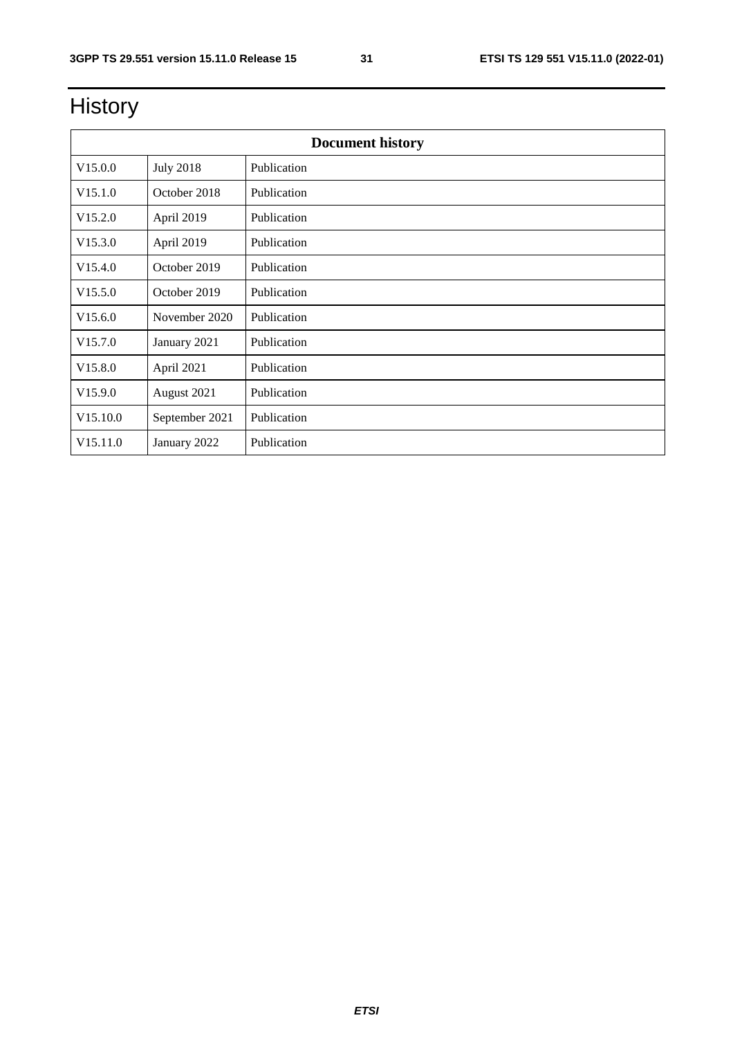# History

| Document history | | |
|---|---|---|
| V15.0.0 | July 2018 | Publication |
| V15.1.0 | October 2018 | Publication |
| V15.2.0 | April 2019 | Publication |
| V15.3.0 | April 2019 | Publication |
| V15.4.0 | October 2019 | Publication |
| V15.5.0 | October 2019 | Publication |
| V15.6.0 | November 2020 | Publication |
| V15.7.0 | January 2021 | Publication |
| V15.8.0 | April 2021 | Publication |
| V15.9.0 | August 2021 | Publication |
| V15.10.0 | September 2021 | Publication |
| V15.11.0 | January 2022 | Publication |